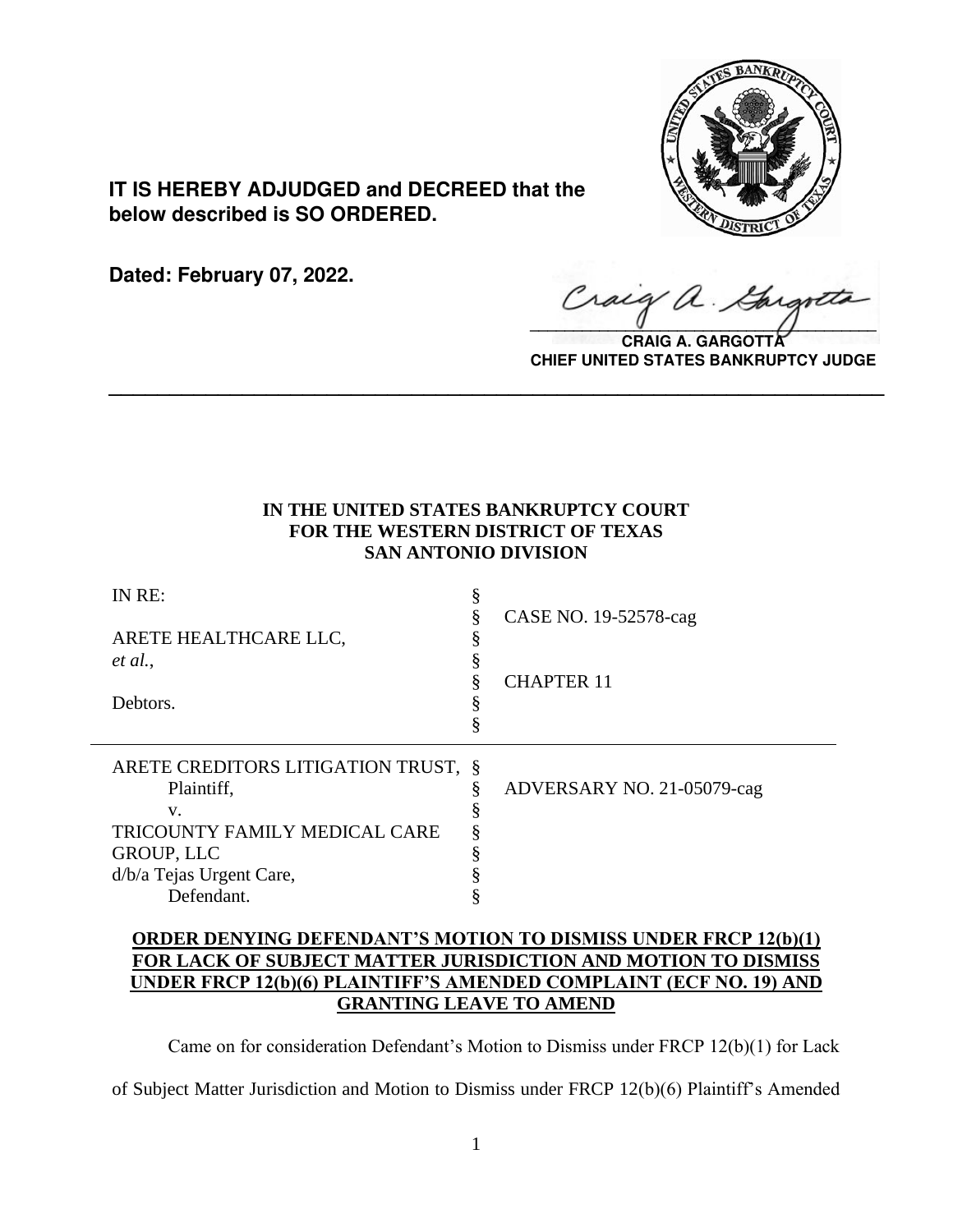**IT IS HEREBY ADJUDGED and DECREED that the below described is SO ORDERED.**

**Dated: February 07, 2022.**

**CRAIG A. GARGOTTA**
**CHIEF UNITED STATES BANKRUPTCY JUDGE**

---

**IN THE UNITED STATES BANKRUPTCY COURT**
**FOR THE WESTERN DISTRICT OF TEXAS**
**SAN ANTONIO DIVISION**

| | | |
|---|---|---|
| IN RE: | § | |
| | § | CASE NO. 19-52578-cag |
| ARETE HEALTHCARE LLC, | § | |
| *et al.*, | § | |
| | § | CHAPTER 11 |
| Debtors. | § | |
| | § | |

| | | |
|---|---|---|
| ARETE CREDITORS LITIGATION TRUST, | § | |
| Plaintiff, | § | ADVERSARY NO. 21-05079-cag |
| v. | § | |
| TRICOUNTY FAMILY MEDICAL CARE | § | |
| GROUP, LLC | § | |
| d/b/a Tejas Urgent Care, | § | |
| Defendant. | § | |

**ORDER DENYING DEFENDANT'S MOTION TO DISMISS UNDER FRCP 12(b)(1) FOR LACK OF SUBJECT MATTER JURISDICTION AND MOTION TO DISMISS UNDER FRCP 12(b)(6) PLAINTIFF'S AMENDED COMPLAINT (ECF NO. 19) AND GRANTING LEAVE TO AMEND**

Came on for consideration Defendant's Motion to Dismiss under FRCP 12(b)(1) for Lack of Subject Matter Jurisdiction and Motion to Dismiss under FRCP 12(b)(6) Plaintiff's Amended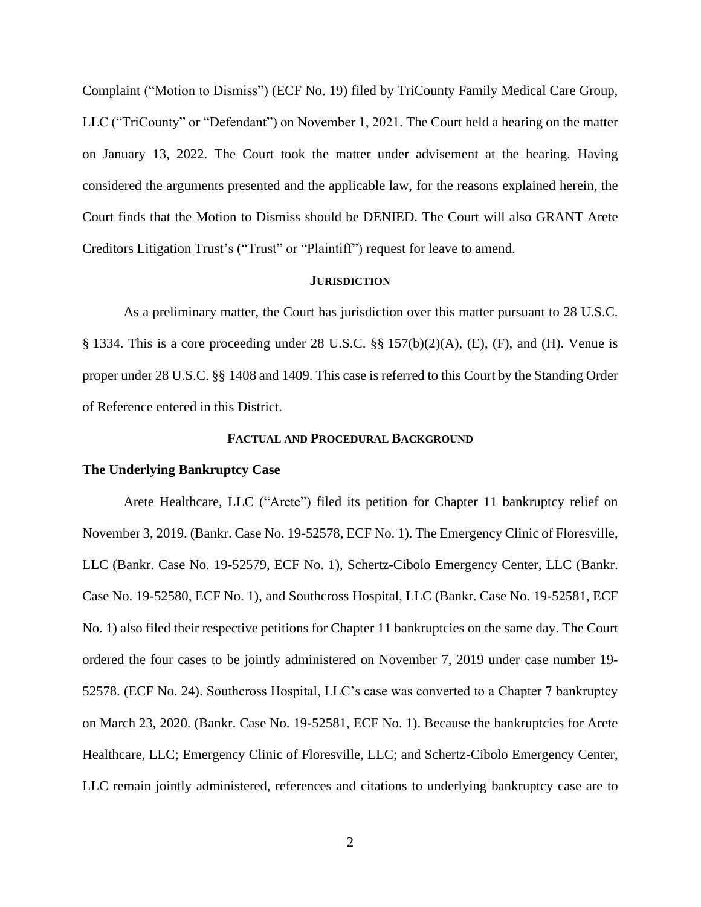Complaint ("Motion to Dismiss") (ECF No. 19) filed by TriCounty Family Medical Care Group, LLC ("TriCounty" or "Defendant") on November 1, 2021. The Court held a hearing on the matter on January 13, 2022. The Court took the matter under advisement at the hearing. Having considered the arguments presented and the applicable law, for the reasons explained herein, the Court finds that the Motion to Dismiss should be DENIED. The Court will also GRANT Arete Creditors Litigation Trust's ("Trust" or "Plaintiff") request for leave to amend.

## JURISDICTION

As a preliminary matter, the Court has jurisdiction over this matter pursuant to 28 U.S.C. § 1334. This is a core proceeding under 28 U.S.C. §§ 157(b)(2)(A), (E), (F), and (H). Venue is proper under 28 U.S.C. §§ 1408 and 1409. This case is referred to this Court by the Standing Order of Reference entered in this District.

## FACTUAL AND PROCEDURAL BACKGROUND

### The Underlying Bankruptcy Case

Arete Healthcare, LLC ("Arete") filed its petition for Chapter 11 bankruptcy relief on November 3, 2019. (Bankr. Case No. 19-52578, ECF No. 1). The Emergency Clinic of Floresville, LLC (Bankr. Case No. 19-52579, ECF No. 1), Schertz-Cibolo Emergency Center, LLC (Bankr. Case No. 19-52580, ECF No. 1), and Southcross Hospital, LLC (Bankr. Case No. 19-52581, ECF No. 1) also filed their respective petitions for Chapter 11 bankruptcies on the same day. The Court ordered the four cases to be jointly administered on November 7, 2019 under case number 19-52578. (ECF No. 24). Southcross Hospital, LLC's case was converted to a Chapter 7 bankruptcy on March 23, 2020. (Bankr. Case No. 19-52581, ECF No. 1). Because the bankruptcies for Arete Healthcare, LLC; Emergency Clinic of Floresville, LLC; and Schertz-Cibolo Emergency Center, LLC remain jointly administered, references and citations to underlying bankruptcy case are to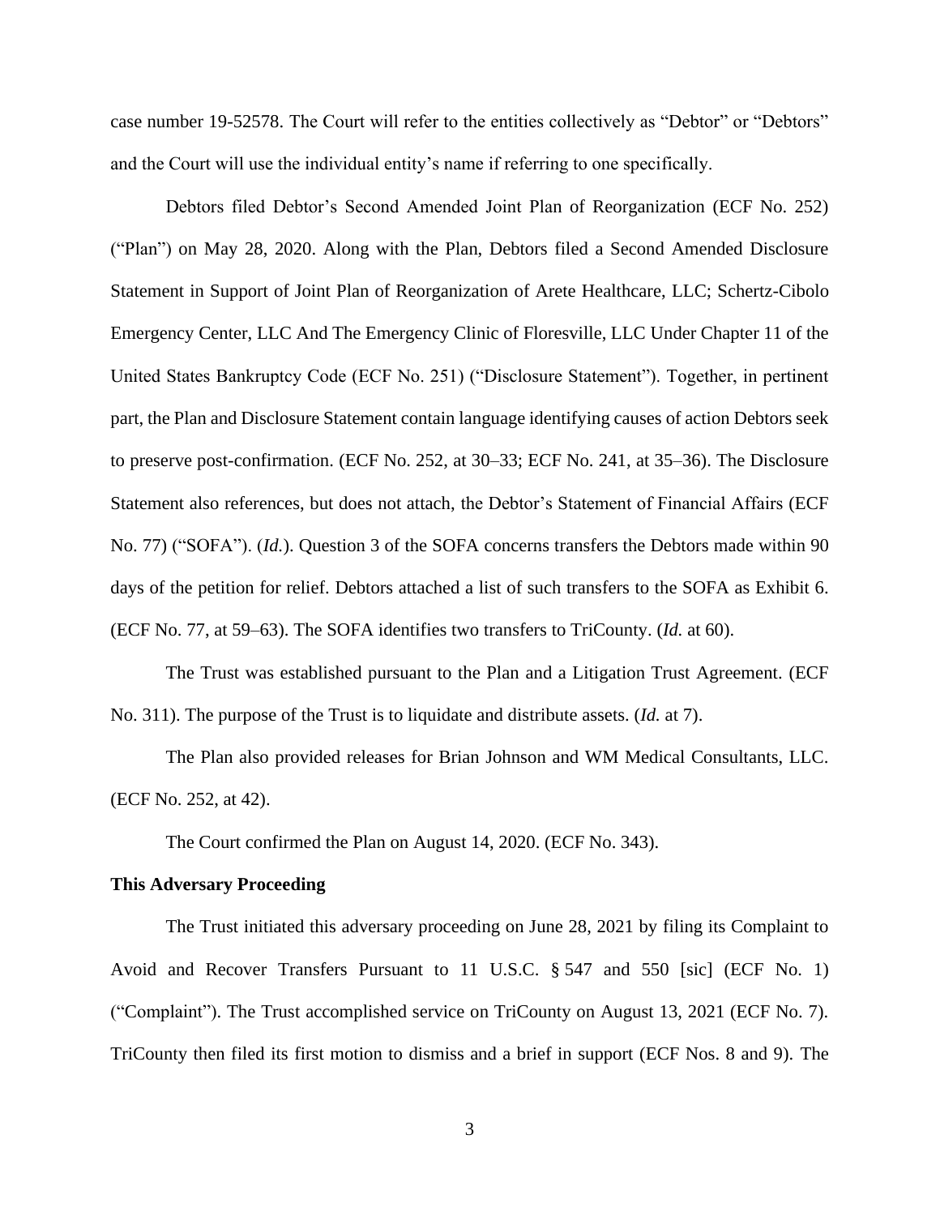case number 19-52578. The Court will refer to the entities collectively as "Debtor" or "Debtors" and the Court will use the individual entity's name if referring to one specifically.

Debtors filed Debtor's Second Amended Joint Plan of Reorganization (ECF No. 252) ("Plan") on May 28, 2020. Along with the Plan, Debtors filed a Second Amended Disclosure Statement in Support of Joint Plan of Reorganization of Arete Healthcare, LLC; Schertz-Cibolo Emergency Center, LLC And The Emergency Clinic of Floresville, LLC Under Chapter 11 of the United States Bankruptcy Code (ECF No. 251) ("Disclosure Statement"). Together, in pertinent part, the Plan and Disclosure Statement contain language identifying causes of action Debtors seek to preserve post-confirmation. (ECF No. 252, at 30–33; ECF No. 241, at 35–36). The Disclosure Statement also references, but does not attach, the Debtor's Statement of Financial Affairs (ECF No. 77) ("SOFA"). (*Id.*). Question 3 of the SOFA concerns transfers the Debtors made within 90 days of the petition for relief. Debtors attached a list of such transfers to the SOFA as Exhibit 6. (ECF No. 77, at 59–63). The SOFA identifies two transfers to TriCounty. (*Id.* at 60).

The Trust was established pursuant to the Plan and a Litigation Trust Agreement. (ECF No. 311). The purpose of the Trust is to liquidate and distribute assets. (*Id.* at 7).

The Plan also provided releases for Brian Johnson and WM Medical Consultants, LLC. (ECF No. 252, at 42).

The Court confirmed the Plan on August 14, 2020. (ECF No. 343).

**This Adversary Proceeding**

The Trust initiated this adversary proceeding on June 28, 2021 by filing its Complaint to Avoid and Recover Transfers Pursuant to 11 U.S.C. § 547 and 550 [sic] (ECF No. 1) ("Complaint"). The Trust accomplished service on TriCounty on August 13, 2021 (ECF No. 7). TriCounty then filed its first motion to dismiss and a brief in support (ECF Nos. 8 and 9). The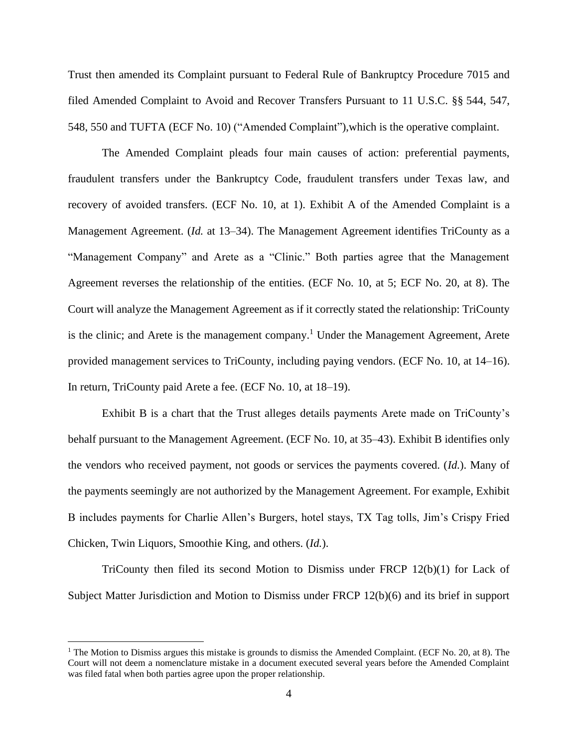Trust then amended its Complaint pursuant to Federal Rule of Bankruptcy Procedure 7015 and filed Amended Complaint to Avoid and Recover Transfers Pursuant to 11 U.S.C. §§ 544, 547, 548, 550 and TUFTA (ECF No. 10) ("Amended Complaint"),which is the operative complaint.

The Amended Complaint pleads four main causes of action: preferential payments, fraudulent transfers under the Bankruptcy Code, fraudulent transfers under Texas law, and recovery of avoided transfers. (ECF No. 10, at 1). Exhibit A of the Amended Complaint is a Management Agreement. (*Id.* at 13–34). The Management Agreement identifies TriCounty as a "Management Company" and Arete as a "Clinic." Both parties agree that the Management Agreement reverses the relationship of the entities. (ECF No. 10, at 5; ECF No. 20, at 8). The Court will analyze the Management Agreement as if it correctly stated the relationship: TriCounty is the clinic; and Arete is the management company.[1] Under the Management Agreement, Arete provided management services to TriCounty, including paying vendors. (ECF No. 10, at 14–16). In return, TriCounty paid Arete a fee. (ECF No. 10, at 18–19).

Exhibit B is a chart that the Trust alleges details payments Arete made on TriCounty's behalf pursuant to the Management Agreement. (ECF No. 10, at 35–43). Exhibit B identifies only the vendors who received payment, not goods or services the payments covered. (*Id.*). Many of the payments seemingly are not authorized by the Management Agreement. For example, Exhibit B includes payments for Charlie Allen's Burgers, hotel stays, TX Tag tolls, Jim's Crispy Fried Chicken, Twin Liquors, Smoothie King, and others. (*Id.*).

TriCounty then filed its second Motion to Dismiss under FRCP 12(b)(1) for Lack of Subject Matter Jurisdiction and Motion to Dismiss under FRCP 12(b)(6) and its brief in support

---

[1] The Motion to Dismiss argues this mistake is grounds to dismiss the Amended Complaint. (ECF No. 20, at 8). The Court will not deem a nomenclature mistake in a document executed several years before the Amended Complaint was filed fatal when both parties agree upon the proper relationship.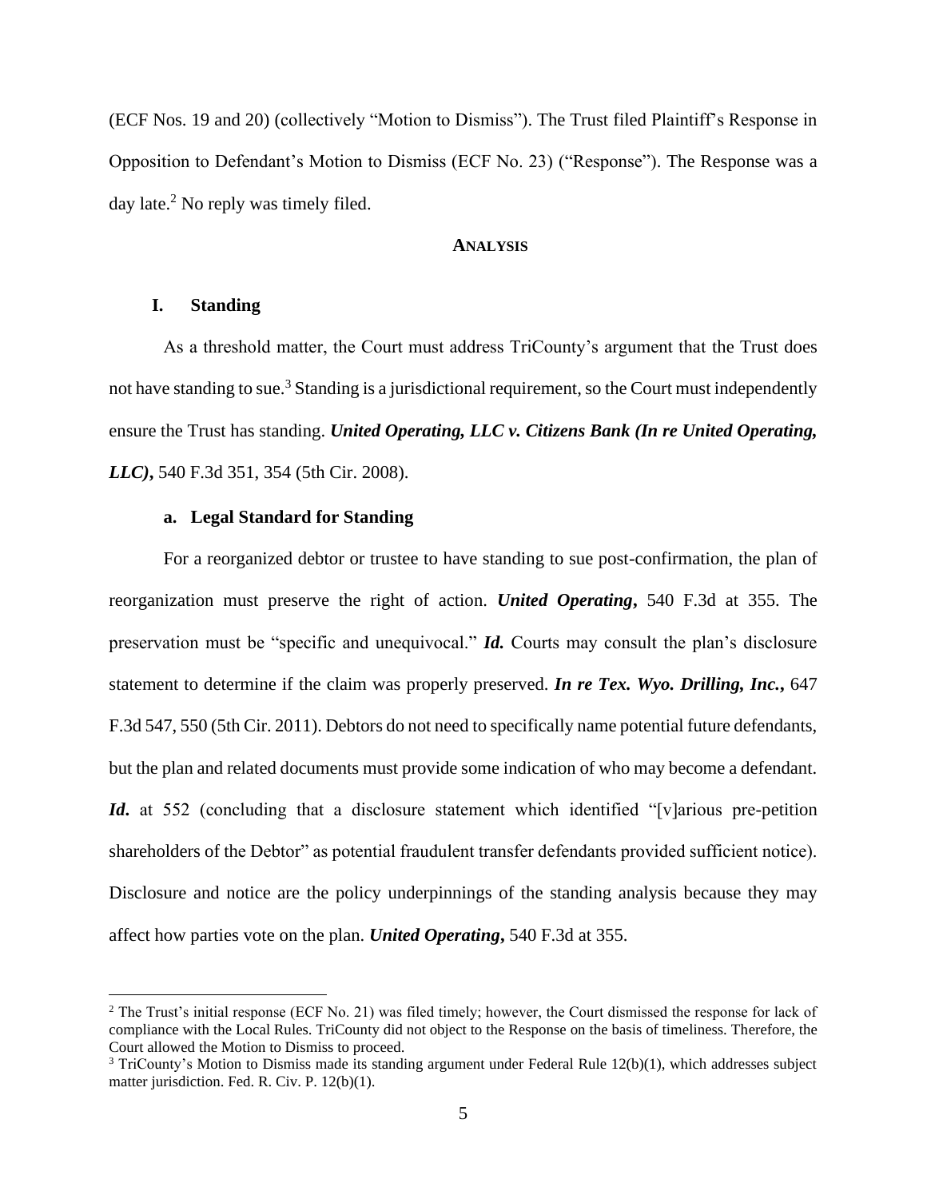(ECF Nos. 19 and 20) (collectively "Motion to Dismiss"). The Trust filed Plaintiff's Response in Opposition to Defendant's Motion to Dismiss (ECF No. 23) ("Response"). The Response was a day late.[2] No reply was timely filed.

## ANALYSIS

### I. Standing

As a threshold matter, the Court must address TriCounty's argument that the Trust does not have standing to sue.[3] Standing is a jurisdictional requirement, so the Court must independently ensure the Trust has standing. ***United Operating, LLC v. Citizens Bank (In re United Operating, LLC)*,** 540 F.3d 351, 354 (5th Cir. 2008).

#### a. Legal Standard for Standing

For a reorganized debtor or trustee to have standing to sue post-confirmation, the plan of reorganization must preserve the right of action. ***United Operating*,** 540 F.3d at 355. The preservation must be "specific and unequivocal." ***Id.*** Courts may consult the plan's disclosure statement to determine if the claim was properly preserved. ***In re Tex. Wyo. Drilling, Inc.*,** 647 F.3d 547, 550 (5th Cir. 2011). Debtors do not need to specifically name potential future defendants, but the plan and related documents must provide some indication of who may become a defendant. ***Id.*** at 552 (concluding that a disclosure statement which identified "[v]arious pre-petition shareholders of the Debtor" as potential fraudulent transfer defendants provided sufficient notice). Disclosure and notice are the policy underpinnings of the standing analysis because they may affect how parties vote on the plan. ***United Operating*,** 540 F.3d at 355.

---

[2] The Trust's initial response (ECF No. 21) was filed timely; however, the Court dismissed the response for lack of compliance with the Local Rules. TriCounty did not object to the Response on the basis of timeliness. Therefore, the Court allowed the Motion to Dismiss to proceed.

[3] TriCounty's Motion to Dismiss made its standing argument under Federal Rule 12(b)(1), which addresses subject matter jurisdiction. Fed. R. Civ. P. 12(b)(1).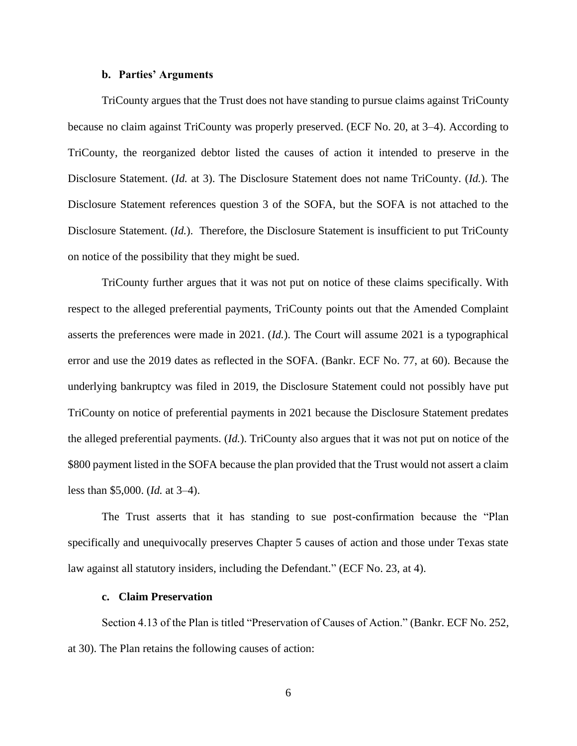**b. Parties' Arguments**

TriCounty argues that the Trust does not have standing to pursue claims against TriCounty because no claim against TriCounty was properly preserved. (ECF No. 20, at 3–4). According to TriCounty, the reorganized debtor listed the causes of action it intended to preserve in the Disclosure Statement. (*Id.* at 3). The Disclosure Statement does not name TriCounty. (*Id.*). The Disclosure Statement references question 3 of the SOFA, but the SOFA is not attached to the Disclosure Statement. (*Id.*). Therefore, the Disclosure Statement is insufficient to put TriCounty on notice of the possibility that they might be sued.

TriCounty further argues that it was not put on notice of these claims specifically. With respect to the alleged preferential payments, TriCounty points out that the Amended Complaint asserts the preferences were made in 2021. (*Id.*). The Court will assume 2021 is a typographical error and use the 2019 dates as reflected in the SOFA. (Bankr. ECF No. 77, at 60). Because the underlying bankruptcy was filed in 2019, the Disclosure Statement could not possibly have put TriCounty on notice of preferential payments in 2021 because the Disclosure Statement predates the alleged preferential payments. (*Id.*). TriCounty also argues that it was not put on notice of the $800 payment listed in the SOFA because the plan provided that the Trust would not assert a claim less than $5,000. (*Id.* at 3–4).

The Trust asserts that it has standing to sue post-confirmation because the "Plan specifically and unequivocally preserves Chapter 5 causes of action and those under Texas state law against all statutory insiders, including the Defendant." (ECF No. 23, at 4).

**c. Claim Preservation**

Section 4.13 of the Plan is titled "Preservation of Causes of Action." (Bankr. ECF No. 252, at 30). The Plan retains the following causes of action: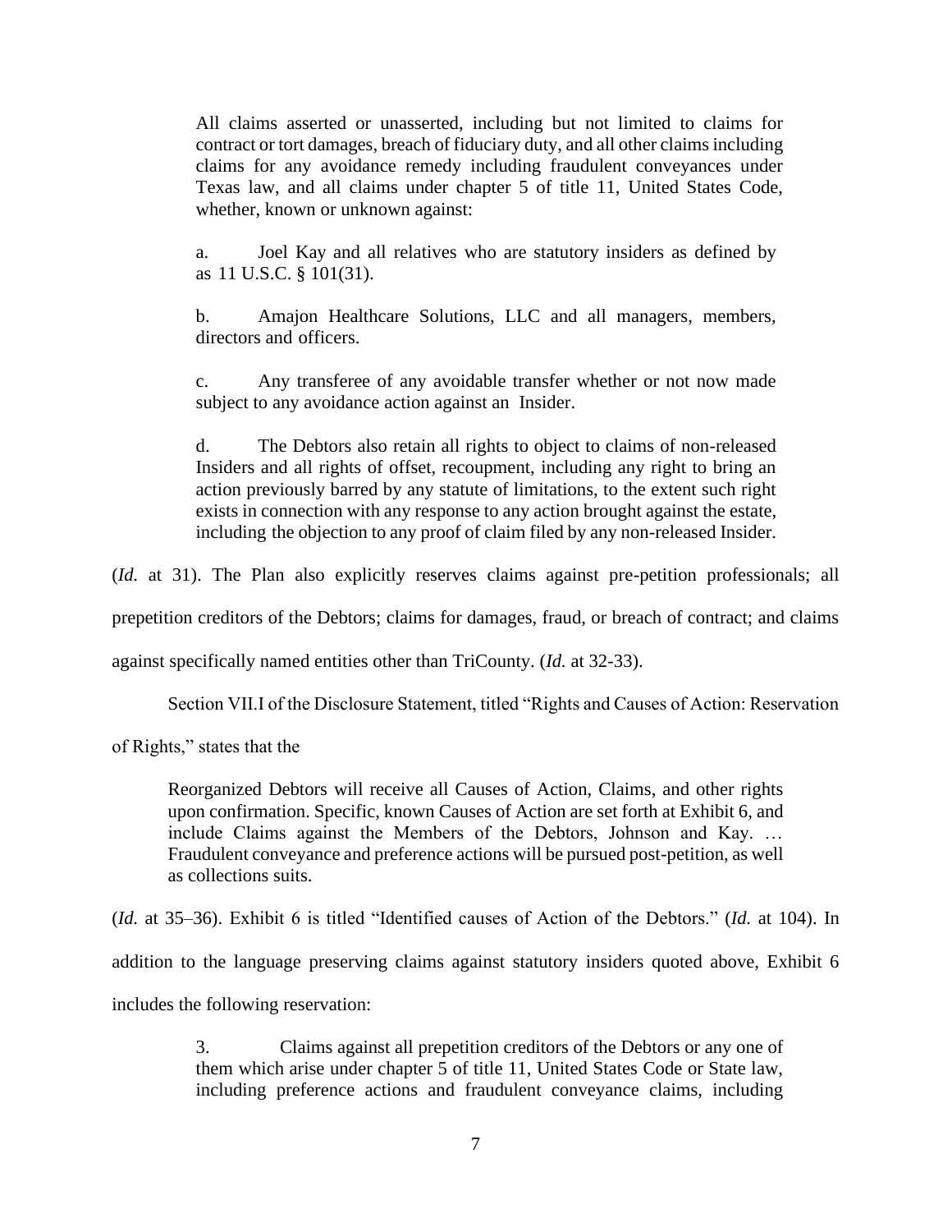> All claims asserted or unasserted, including but not limited to claims for contract or tort damages, breach of fiduciary duty, and all other claims including claims for any avoidance remedy including fraudulent conveyances under Texas law, and all claims under chapter 5 of title 11, United States Code, whether, known or unknown against:
>
> a. Joel Kay and all relatives who are statutory insiders as defined by as 11 U.S.C. § 101(31).
>
> b. Amajon Healthcare Solutions, LLC and all managers, members, directors and officers.
>
> c. Any transferee of any avoidable transfer whether or not now made subject to any avoidance action against an Insider.
>
> d. The Debtors also retain all rights to object to claims of non-released Insiders and all rights of offset, recoupment, including any right to bring an action previously barred by any statute of limitations, to the extent such right exists in connection with any response to any action brought against the estate, including the objection to any proof of claim filed by any non-released Insider.

(*Id.* at 31). The Plan also explicitly reserves claims against pre-petition professionals; all prepetition creditors of the Debtors; claims for damages, fraud, or breach of contract; and claims against specifically named entities other than TriCounty. (*Id.* at 32-33).

Section VII.I of the Disclosure Statement, titled "Rights and Causes of Action: Reservation of Rights," states that the

> Reorganized Debtors will receive all Causes of Action, Claims, and other rights upon confirmation. Specific, known Causes of Action are set forth at Exhibit 6, and include Claims against the Members of the Debtors, Johnson and Kay. … Fraudulent conveyance and preference actions will be pursued post-petition, as well as collections suits.

(*Id.* at 35–36). Exhibit 6 is titled "Identified causes of Action of the Debtors." (*Id.* at 104). In addition to the language preserving claims against statutory insiders quoted above, Exhibit 6 includes the following reservation:

> 3. Claims against all prepetition creditors of the Debtors or any one of them which arise under chapter 5 of title 11, United States Code or State law, including preference actions and fraudulent conveyance claims, including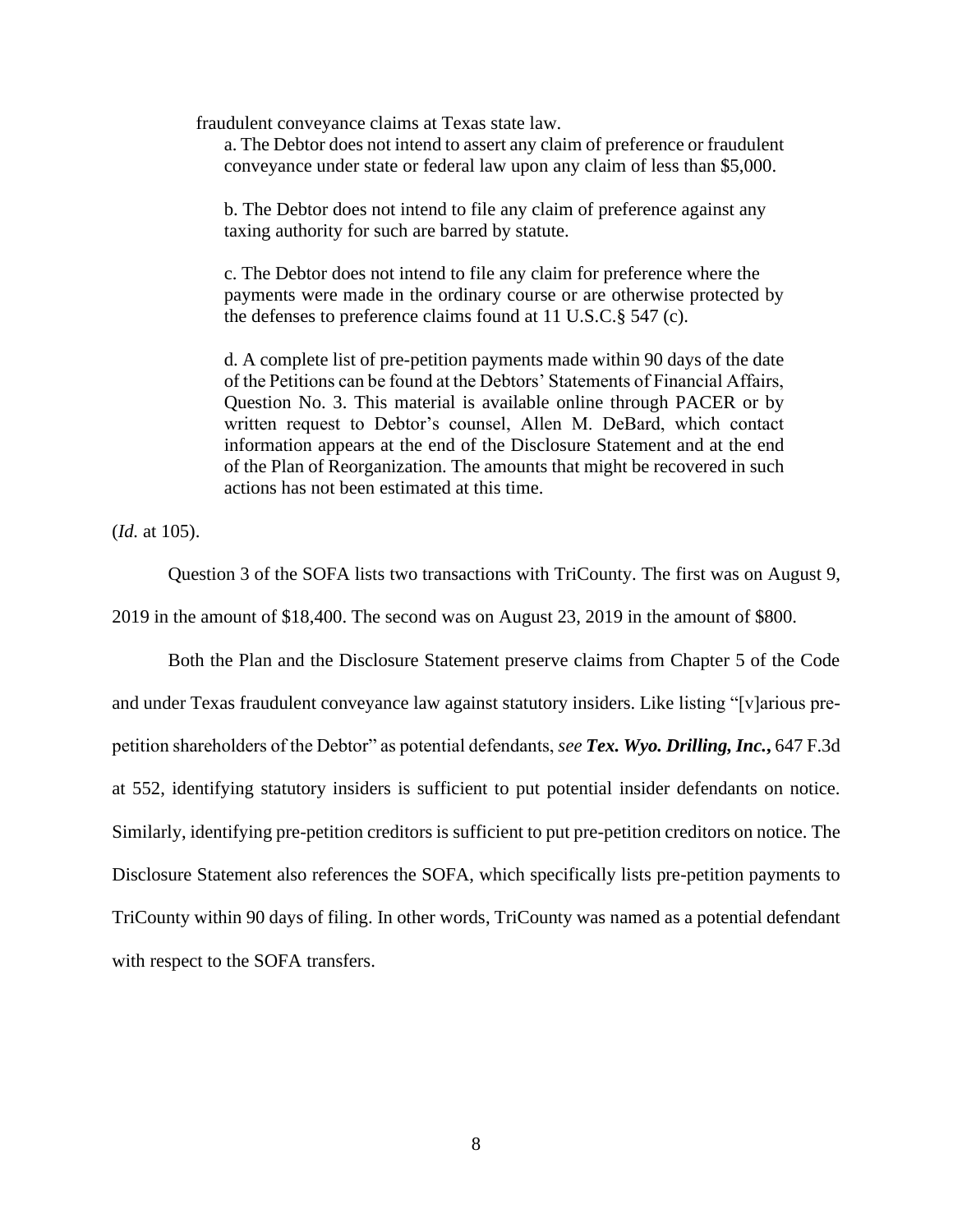fraudulent conveyance claims at Texas state law.

> a. The Debtor does not intend to assert any claim of preference or fraudulent conveyance under state or federal law upon any claim of less than $5,000.
>
> b. The Debtor does not intend to file any claim of preference against any taxing authority for such are barred by statute.
>
> c. The Debtor does not intend to file any claim for preference where the payments were made in the ordinary course or are otherwise protected by the defenses to preference claims found at 11 U.S.C.§ 547 (c).
>
> d. A complete list of pre-petition payments made within 90 days of the date of the Petitions can be found at the Debtors' Statements of Financial Affairs, Question No. 3. This material is available online through PACER or by written request to Debtor's counsel, Allen M. DeBard, which contact information appears at the end of the Disclosure Statement and at the end of the Plan of Reorganization. The amounts that might be recovered in such actions has not been estimated at this time.

(*Id.* at 105).

Question 3 of the SOFA lists two transactions with TriCounty. The first was on August 9, 2019 in the amount of $18,400. The second was on August 23, 2019 in the amount of $800.

Both the Plan and the Disclosure Statement preserve claims from Chapter 5 of the Code and under Texas fraudulent conveyance law against statutory insiders. Like listing "[v]arious pre-petition shareholders of the Debtor" as potential defendants, *see* ***Tex. Wyo. Drilling, Inc.*,** 647 F.3d at 552, identifying statutory insiders is sufficient to put potential insider defendants on notice. Similarly, identifying pre-petition creditors is sufficient to put pre-petition creditors on notice. The Disclosure Statement also references the SOFA, which specifically lists pre-petition payments to TriCounty within 90 days of filing. In other words, TriCounty was named as a potential defendant with respect to the SOFA transfers.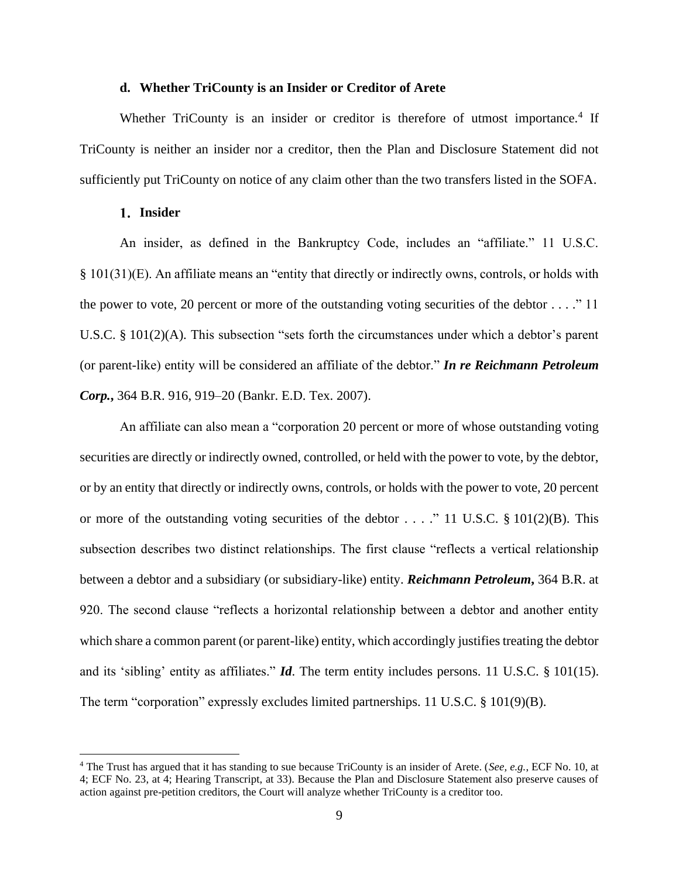#### d. Whether TriCounty is an Insider or Creditor of Arete

Whether TriCounty is an insider or creditor is therefore of utmost importance.[4] If TriCounty is neither an insider nor a creditor, then the Plan and Disclosure Statement did not sufficiently put TriCounty on notice of any claim other than the two transfers listed in the SOFA.

##### 1. Insider

An insider, as defined in the Bankruptcy Code, includes an "affiliate." 11 U.S.C. § 101(31)(E). An affiliate means an "entity that directly or indirectly owns, controls, or holds with the power to vote, 20 percent or more of the outstanding voting securities of the debtor . . . ." 11 U.S.C. § 101(2)(A). This subsection "sets forth the circumstances under which a debtor's parent (or parent-like) entity will be considered an affiliate of the debtor." ***In re Reichmann Petroleum Corp.***, 364 B.R. 916, 919–20 (Bankr. E.D. Tex. 2007).

An affiliate can also mean a "corporation 20 percent or more of whose outstanding voting securities are directly or indirectly owned, controlled, or held with the power to vote, by the debtor, or by an entity that directly or indirectly owns, controls, or holds with the power to vote, 20 percent or more of the outstanding voting securities of the debtor . . . ." 11 U.S.C. § 101(2)(B). This subsection describes two distinct relationships. The first clause "reflects a vertical relationship between a debtor and a subsidiary (or subsidiary-like) entity. ***Reichmann Petroleum***, 364 B.R. at 920. The second clause "reflects a horizontal relationship between a debtor and another entity which share a common parent (or parent-like) entity, which accordingly justifies treating the debtor and its 'sibling' entity as affiliates." ***Id***. The term entity includes persons. 11 U.S.C. § 101(15). The term "corporation" expressly excludes limited partnerships. 11 U.S.C. § 101(9)(B).

---

[4] The Trust has argued that it has standing to sue because TriCounty is an insider of Arete. (*See, e.g.*, ECF No. 10, at 4; ECF No. 23, at 4; Hearing Transcript, at 33). Because the Plan and Disclosure Statement also preserve causes of action against pre-petition creditors, the Court will analyze whether TriCounty is a creditor too.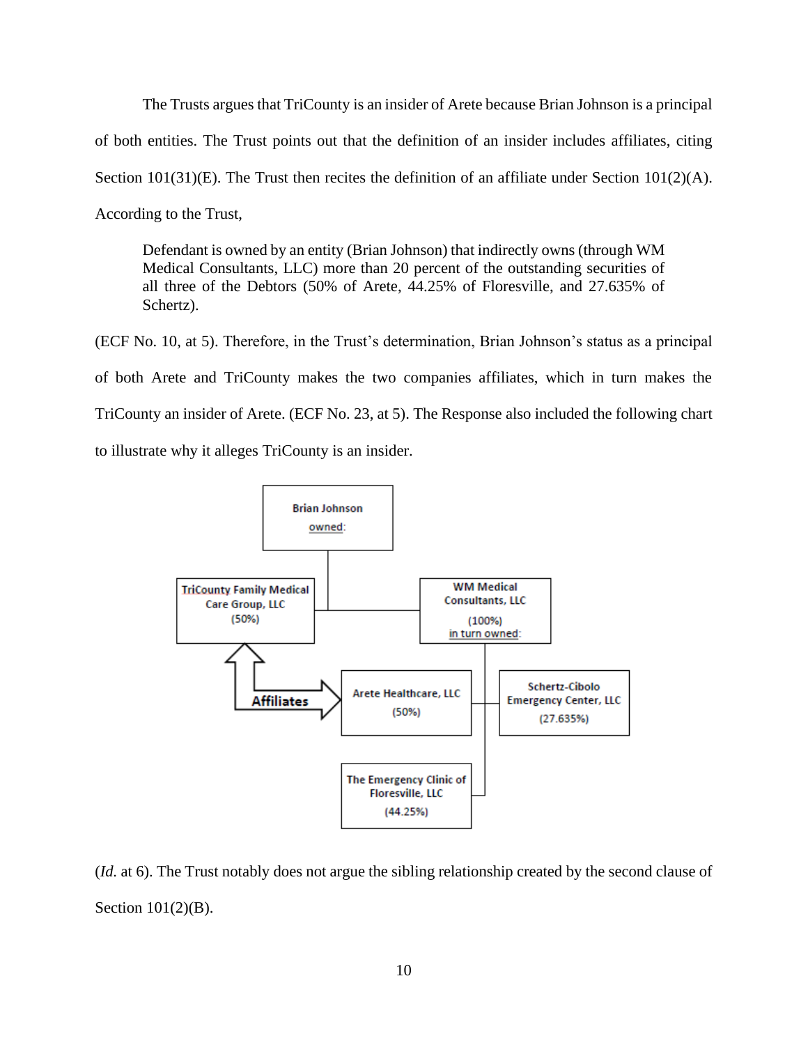The Trusts argues that TriCounty is an insider of Arete because Brian Johnson is a principal of both entities. The Trust points out that the definition of an insider includes affiliates, citing Section 101(31)(E). The Trust then recites the definition of an affiliate under Section 101(2)(A). According to the Trust,

> Defendant is owned by an entity (Brian Johnson) that indirectly owns (through WM Medical Consultants, LLC) more than 20 percent of the outstanding securities of all three of the Debtors (50% of Arete, 44.25% of Floresville, and 27.635% of Schertz).

(ECF No. 10, at 5). Therefore, in the Trust's determination, Brian Johnson's status as a principal of both Arete and TriCounty makes the two companies affiliates, which in turn makes the TriCounty an insider of Arete. (ECF No. 23, at 5). The Response also included the following chart to illustrate why it alleges TriCounty is an insider.

Brian Johnson owned:

- TriCounty Family Medical Care Group, LLC (50%)
- WM Medical Consultants, LLC (100%), in turn owned:
  - Arete Healthcare, LLC (50%)
  - Schertz-Cibolo Emergency Center, LLC (27.635%)
  - The Emergency Clinic of Floresville, LLC (44.25%)

Affiliates: TriCounty Family Medical Care Group, LLC ⟷ Arete Healthcare, LLC

(*Id.* at 6). The Trust notably does not argue the sibling relationship created by the second clause of Section 101(2)(B).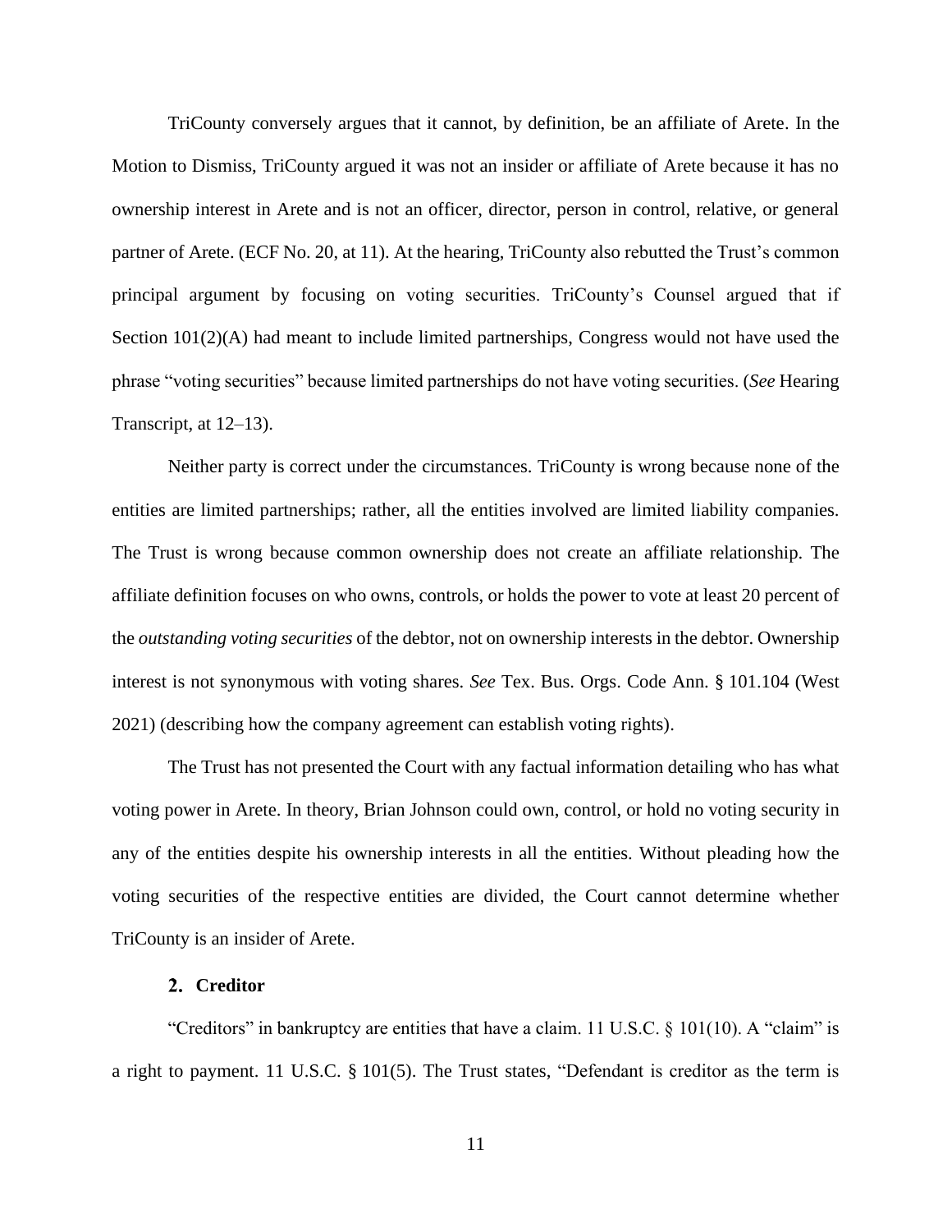TriCounty conversely argues that it cannot, by definition, be an affiliate of Arete. In the Motion to Dismiss, TriCounty argued it was not an insider or affiliate of Arete because it has no ownership interest in Arete and is not an officer, director, person in control, relative, or general partner of Arete. (ECF No. 20, at 11). At the hearing, TriCounty also rebutted the Trust's common principal argument by focusing on voting securities. TriCounty's Counsel argued that if Section 101(2)(A) had meant to include limited partnerships, Congress would not have used the phrase "voting securities" because limited partnerships do not have voting securities. (*See* Hearing Transcript, at 12–13).

Neither party is correct under the circumstances. TriCounty is wrong because none of the entities are limited partnerships; rather, all the entities involved are limited liability companies. The Trust is wrong because common ownership does not create an affiliate relationship. The affiliate definition focuses on who owns, controls, or holds the power to vote at least 20 percent of the *outstanding voting securities* of the debtor, not on ownership interests in the debtor. Ownership interest is not synonymous with voting shares. *See* Tex. Bus. Orgs. Code Ann. § 101.104 (West 2021) (describing how the company agreement can establish voting rights).

The Trust has not presented the Court with any factual information detailing who has what voting power in Arete. In theory, Brian Johnson could own, control, or hold no voting security in any of the entities despite his ownership interests in all the entities. Without pleading how the voting securities of the respective entities are divided, the Court cannot determine whether TriCounty is an insider of Arete.

### 2. Creditor

"Creditors" in bankruptcy are entities that have a claim. 11 U.S.C. § 101(10). A "claim" is a right to payment. 11 U.S.C. § 101(5). The Trust states, "Defendant is creditor as the term is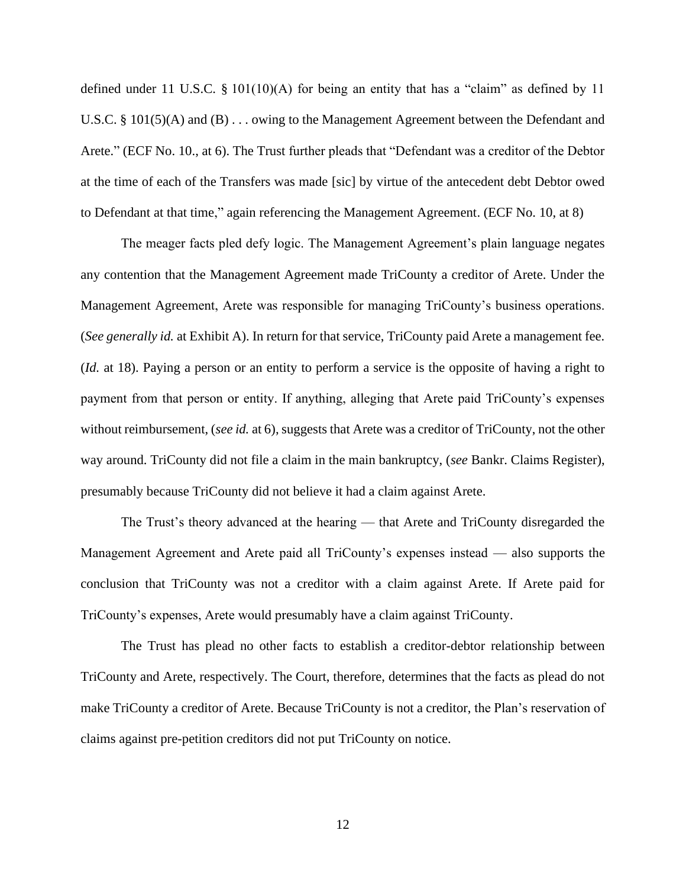defined under 11 U.S.C. § 101(10)(A) for being an entity that has a "claim" as defined by 11 U.S.C. § 101(5)(A) and (B) . . . owing to the Management Agreement between the Defendant and Arete." (ECF No. 10., at 6). The Trust further pleads that "Defendant was a creditor of the Debtor at the time of each of the Transfers was made [sic] by virtue of the antecedent debt Debtor owed to Defendant at that time," again referencing the Management Agreement. (ECF No. 10, at 8)

The meager facts pled defy logic. The Management Agreement's plain language negates any contention that the Management Agreement made TriCounty a creditor of Arete. Under the Management Agreement, Arete was responsible for managing TriCounty's business operations. (*See generally id.* at Exhibit A). In return for that service, TriCounty paid Arete a management fee. (*Id.* at 18). Paying a person or an entity to perform a service is the opposite of having a right to payment from that person or entity. If anything, alleging that Arete paid TriCounty's expenses without reimbursement, (*see id.* at 6), suggests that Arete was a creditor of TriCounty, not the other way around. TriCounty did not file a claim in the main bankruptcy, (*see* Bankr. Claims Register), presumably because TriCounty did not believe it had a claim against Arete.

The Trust's theory advanced at the hearing — that Arete and TriCounty disregarded the Management Agreement and Arete paid all TriCounty's expenses instead — also supports the conclusion that TriCounty was not a creditor with a claim against Arete. If Arete paid for TriCounty's expenses, Arete would presumably have a claim against TriCounty.

The Trust has plead no other facts to establish a creditor-debtor relationship between TriCounty and Arete, respectively. The Court, therefore, determines that the facts as plead do not make TriCounty a creditor of Arete. Because TriCounty is not a creditor, the Plan's reservation of claims against pre-petition creditors did not put TriCounty on notice.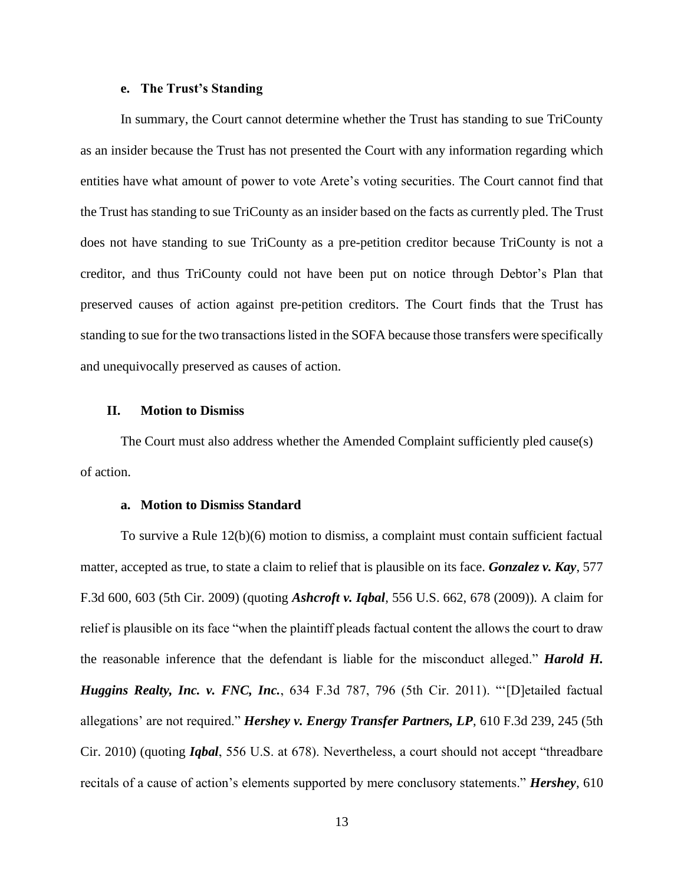#### e. The Trust's Standing

In summary, the Court cannot determine whether the Trust has standing to sue TriCounty as an insider because the Trust has not presented the Court with any information regarding which entities have what amount of power to vote Arete's voting securities. The Court cannot find that the Trust has standing to sue TriCounty as an insider based on the facts as currently pled. The Trust does not have standing to sue TriCounty as a pre-petition creditor because TriCounty is not a creditor, and thus TriCounty could not have been put on notice through Debtor's Plan that preserved causes of action against pre-petition creditors. The Court finds that the Trust has standing to sue for the two transactions listed in the SOFA because those transfers were specifically and unequivocally preserved as causes of action.

### II. Motion to Dismiss

The Court must also address whether the Amended Complaint sufficiently pled cause(s) of action.

#### a. Motion to Dismiss Standard

To survive a Rule 12(b)(6) motion to dismiss, a complaint must contain sufficient factual matter, accepted as true, to state a claim to relief that is plausible on its face. ***Gonzalez v. Kay***, 577 F.3d 600, 603 (5th Cir. 2009) (quoting ***Ashcroft v. Iqbal***, 556 U.S. 662, 678 (2009)). A claim for relief is plausible on its face "when the plaintiff pleads factual content the allows the court to draw the reasonable inference that the defendant is liable for the misconduct alleged." ***Harold H. Huggins Realty, Inc. v. FNC, Inc.***, 634 F.3d 787, 796 (5th Cir. 2011). "'[D]etailed factual allegations' are not required." ***Hershey v. Energy Transfer Partners, LP***, 610 F.3d 239, 245 (5th Cir. 2010) (quoting ***Iqbal***, 556 U.S. at 678). Nevertheless, a court should not accept "threadbare recitals of a cause of action's elements supported by mere conclusory statements." ***Hershey***, 610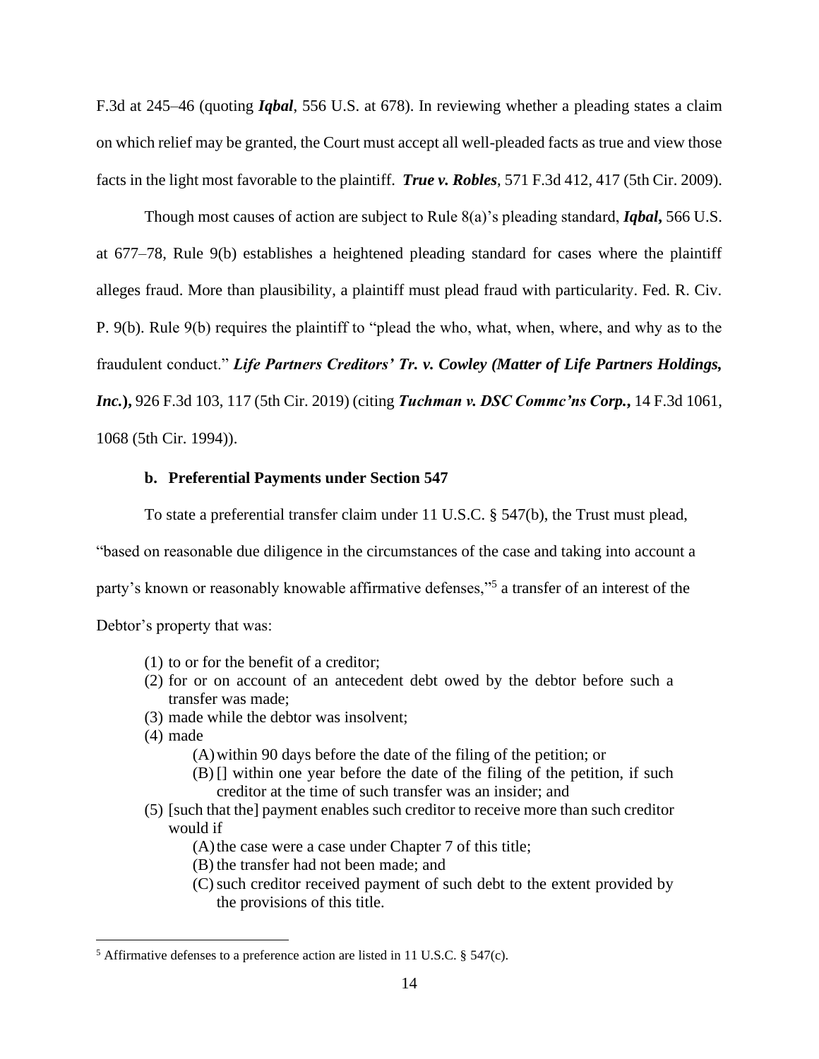F.3d at 245–46 (quoting ***Iqbal***, 556 U.S. at 678). In reviewing whether a pleading states a claim on which relief may be granted, the Court must accept all well-pleaded facts as true and view those facts in the light most favorable to the plaintiff. ***True v. Robles***, 571 F.3d 412, 417 (5th Cir. 2009).

Though most causes of action are subject to Rule 8(a)'s pleading standard, ***Iqbal,*** 566 U.S. at 677–78, Rule 9(b) establishes a heightened pleading standard for cases where the plaintiff alleges fraud. More than plausibility, a plaintiff must plead fraud with particularity. Fed. R. Civ. P. 9(b). Rule 9(b) requires the plaintiff to "plead the who, what, when, where, and why as to the fraudulent conduct." ***Life Partners Creditors' Tr. v. Cowley (Matter of Life Partners Holdings, Inc.),*** 926 F.3d 103, 117 (5th Cir. 2019) (citing ***Tuchman v. DSC Commc'ns Corp.,*** 14 F.3d 1061, 1068 (5th Cir. 1994)).

**b. Preferential Payments under Section 547**

To state a preferential transfer claim under 11 U.S.C. § 547(b), the Trust must plead, "based on reasonable due diligence in the circumstances of the case and taking into account a party's known or reasonably knowable affirmative defenses,"[5] a transfer of an interest of the Debtor's property that was:

(1) to or for the benefit of a creditor;
(2) for or on account of an antecedent debt owed by the debtor before such a transfer was made;
(3) made while the debtor was insolvent;
(4) made
    (A) within 90 days before the date of the filing of the petition; or
    (B) [] within one year before the date of the filing of the petition, if such creditor at the time of such transfer was an insider; and
(5) [such that the] payment enables such creditor to receive more than such creditor would if
    (A) the case were a case under Chapter 7 of this title;
    (B) the transfer had not been made; and
    (C) such creditor received payment of such debt to the extent provided by the provisions of this title.

[5] Affirmative defenses to a preference action are listed in 11 U.S.C. § 547(c).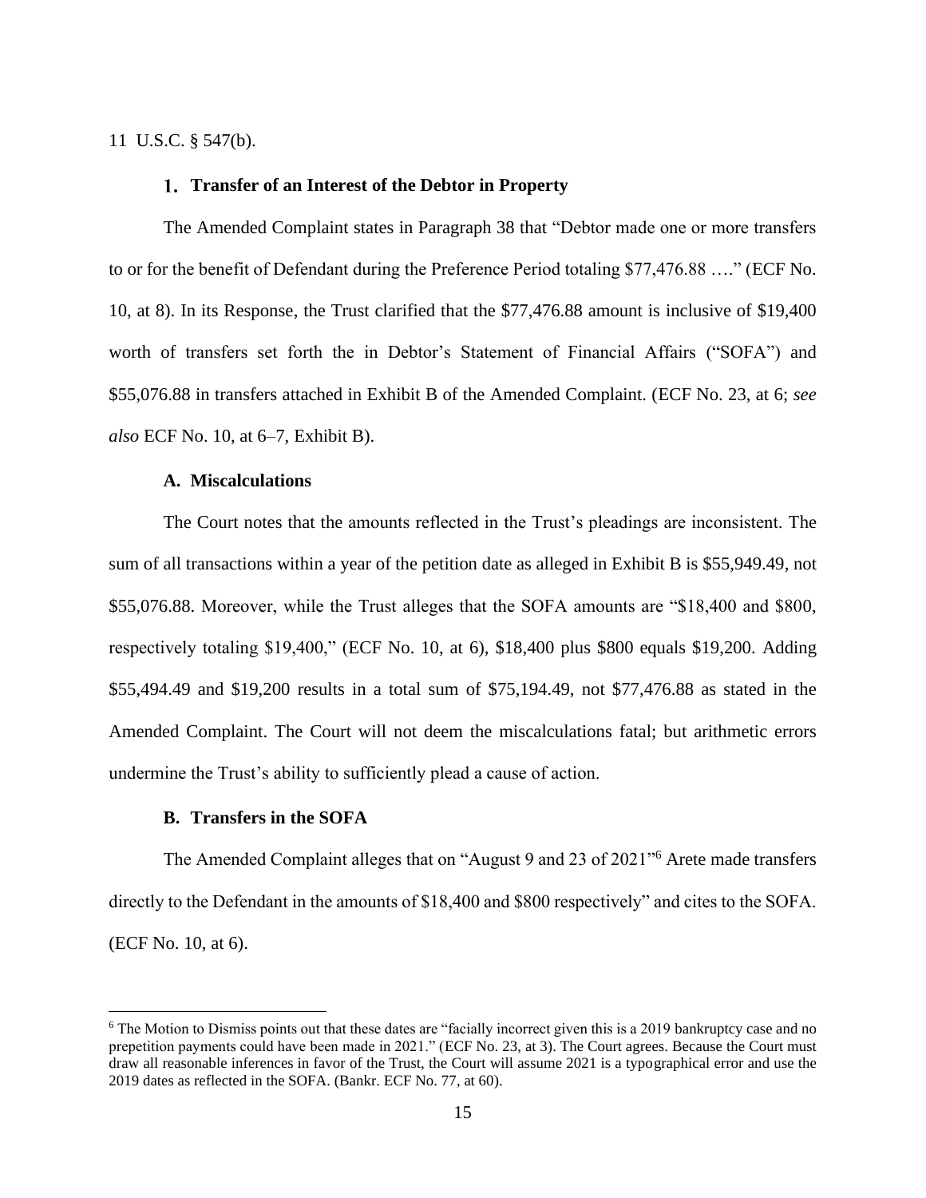11 U.S.C. § 547(b).

### 1. Transfer of an Interest of the Debtor in Property

The Amended Complaint states in Paragraph 38 that "Debtor made one or more transfers to or for the benefit of Defendant during the Preference Period totaling $77,476.88 …." (ECF No. 10, at 8). In its Response, the Trust clarified that the $77,476.88 amount is inclusive of $19,400 worth of transfers set forth the in Debtor's Statement of Financial Affairs ("SOFA") and $55,076.88 in transfers attached in Exhibit B of the Amended Complaint. (ECF No. 23, at 6; *see also* ECF No. 10, at 6–7, Exhibit B).

#### A. Miscalculations

The Court notes that the amounts reflected in the Trust's pleadings are inconsistent. The sum of all transactions within a year of the petition date as alleged in Exhibit B is $55,949.49, not $55,076.88. Moreover, while the Trust alleges that the SOFA amounts are "$18,400 and $800, respectively totaling $19,400," (ECF No. 10, at 6), $18,400 plus $800 equals $19,200. Adding $55,494.49 and $19,200 results in a total sum of $75,194.49, not $77,476.88 as stated in the Amended Complaint. The Court will not deem the miscalculations fatal; but arithmetic errors undermine the Trust's ability to sufficiently plead a cause of action.

#### B. Transfers in the SOFA

The Amended Complaint alleges that on "August 9 and 23 of 2021"[6] Arete made transfers directly to the Defendant in the amounts of $18,400 and $800 respectively" and cites to the SOFA. (ECF No. 10, at 6).

---

[6] The Motion to Dismiss points out that these dates are "facially incorrect given this is a 2019 bankruptcy case and no prepetition payments could have been made in 2021." (ECF No. 23, at 3). The Court agrees. Because the Court must draw all reasonable inferences in favor of the Trust, the Court will assume 2021 is a typographical error and use the 2019 dates as reflected in the SOFA. (Bankr. ECF No. 77, at 60).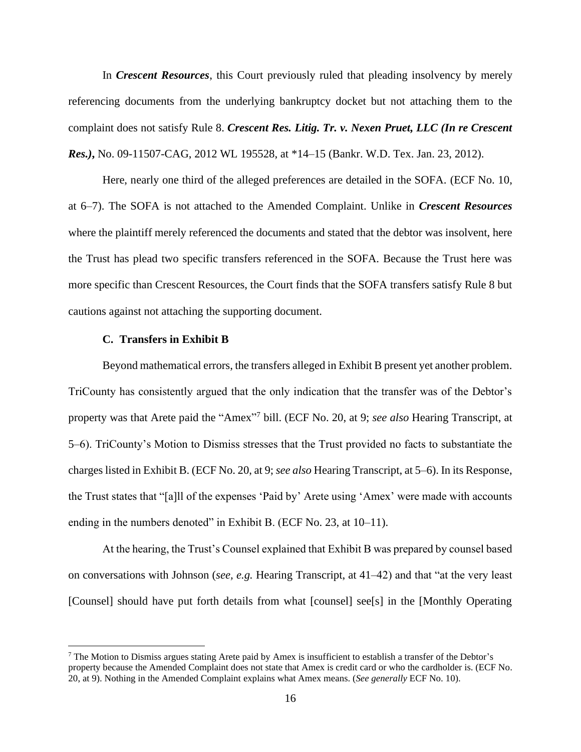In ***Crescent Resources***, this Court previously ruled that pleading insolvency by merely referencing documents from the underlying bankruptcy docket but not attaching them to the complaint does not satisfy Rule 8. ***Crescent Res. Litig. Tr. v. Nexen Pruet, LLC (In re Crescent Res.),*** No. 09-11507-CAG, 2012 WL 195528, at *14–15 (Bankr. W.D. Tex. Jan. 23, 2012).

Here, nearly one third of the alleged preferences are detailed in the SOFA. (ECF No. 10, at 6–7). The SOFA is not attached to the Amended Complaint. Unlike in ***Crescent Resources*** where the plaintiff merely referenced the documents and stated that the debtor was insolvent, here the Trust has plead two specific transfers referenced in the SOFA. Because the Trust here was more specific than Crescent Resources, the Court finds that the SOFA transfers satisfy Rule 8 but cautions against not attaching the supporting document.

### C. Transfers in Exhibit B

Beyond mathematical errors, the transfers alleged in Exhibit B present yet another problem. TriCounty has consistently argued that the only indication that the transfer was of the Debtor's property was that Arete paid the "Amex"[7] bill. (ECF No. 20, at 9; *see also* Hearing Transcript, at 5–6). TriCounty's Motion to Dismiss stresses that the Trust provided no facts to substantiate the charges listed in Exhibit B. (ECF No. 20, at 9; *see also* Hearing Transcript, at 5–6). In its Response, the Trust states that "[a]ll of the expenses 'Paid by' Arete using 'Amex' were made with accounts ending in the numbers denoted" in Exhibit B. (ECF No. 23, at 10–11).

At the hearing, the Trust's Counsel explained that Exhibit B was prepared by counsel based on conversations with Johnson (*see, e.g.* Hearing Transcript, at 41–42) and that "at the very least [Counsel] should have put forth details from what [counsel] see[s] in the [Monthly Operating

---

[7] The Motion to Dismiss argues stating Arete paid by Amex is insufficient to establish a transfer of the Debtor's property because the Amended Complaint does not state that Amex is credit card or who the cardholder is. (ECF No. 20, at 9). Nothing in the Amended Complaint explains what Amex means. (*See generally* ECF No. 10).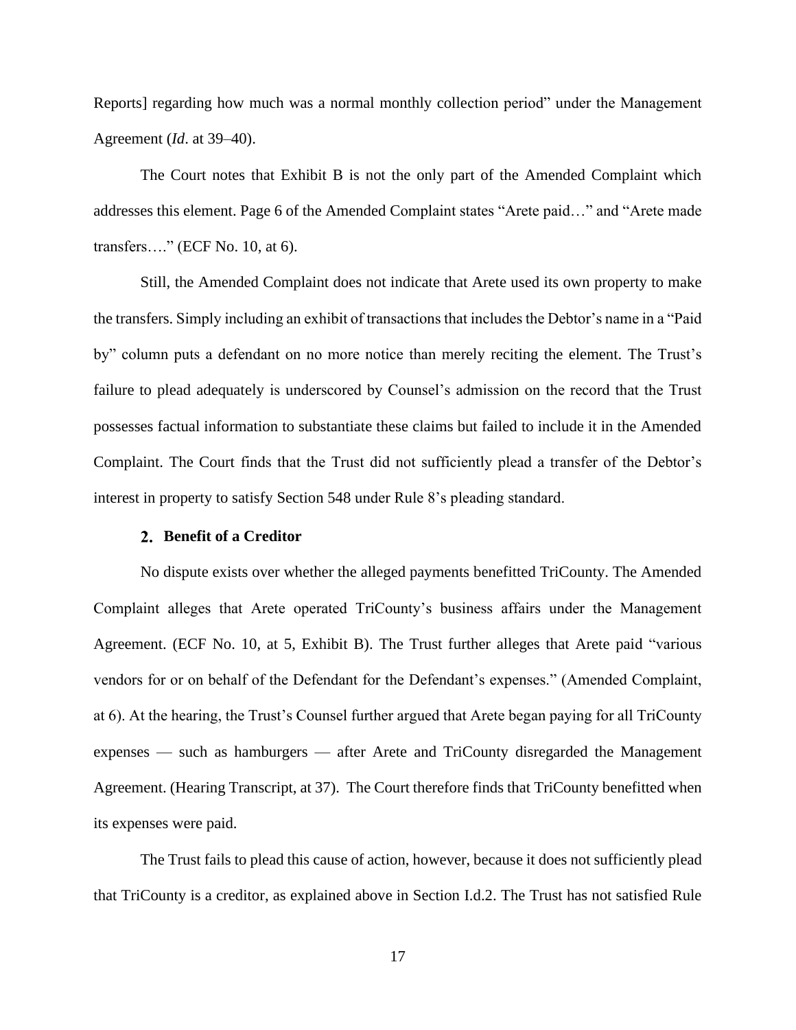Reports] regarding how much was a normal monthly collection period" under the Management Agreement (*Id*. at 39–40).

The Court notes that Exhibit B is not the only part of the Amended Complaint which addresses this element. Page 6 of the Amended Complaint states "Arete paid…" and "Arete made transfers…." (ECF No. 10, at 6).

Still, the Amended Complaint does not indicate that Arete used its own property to make the transfers. Simply including an exhibit of transactions that includes the Debtor's name in a "Paid by" column puts a defendant on no more notice than merely reciting the element. The Trust's failure to plead adequately is underscored by Counsel's admission on the record that the Trust possesses factual information to substantiate these claims but failed to include it in the Amended Complaint. The Court finds that the Trust did not sufficiently plead a transfer of the Debtor's interest in property to satisfy Section 548 under Rule 8's pleading standard.

### 2. Benefit of a Creditor

No dispute exists over whether the alleged payments benefitted TriCounty. The Amended Complaint alleges that Arete operated TriCounty's business affairs under the Management Agreement. (ECF No. 10, at 5, Exhibit B). The Trust further alleges that Arete paid "various vendors for or on behalf of the Defendant for the Defendant's expenses." (Amended Complaint, at 6). At the hearing, the Trust's Counsel further argued that Arete began paying for all TriCounty expenses — such as hamburgers — after Arete and TriCounty disregarded the Management Agreement. (Hearing Transcript, at 37). The Court therefore finds that TriCounty benefitted when its expenses were paid.

The Trust fails to plead this cause of action, however, because it does not sufficiently plead that TriCounty is a creditor, as explained above in Section I.d.2. The Trust has not satisfied Rule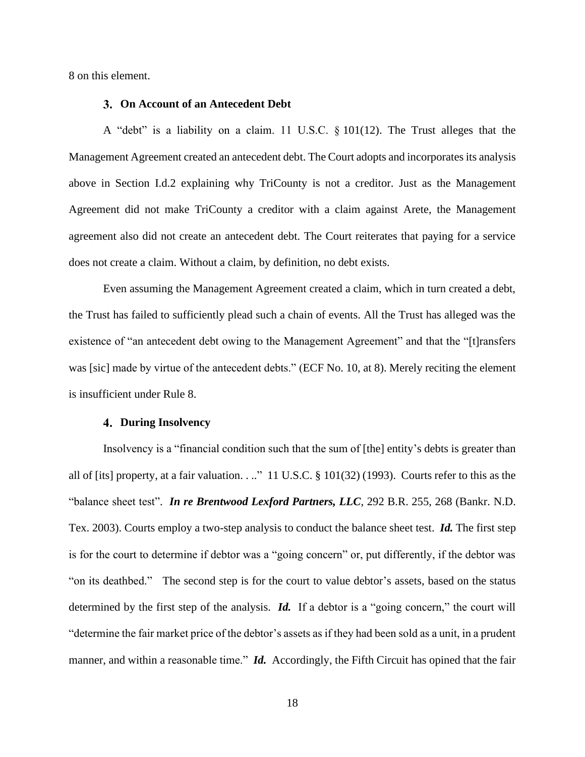8 on this element.

### 3. On Account of an Antecedent Debt

A "debt" is a liability on a claim. 11 U.S.C. § 101(12). The Trust alleges that the Management Agreement created an antecedent debt. The Court adopts and incorporates its analysis above in Section I.d.2 explaining why TriCounty is not a creditor. Just as the Management Agreement did not make TriCounty a creditor with a claim against Arete, the Management agreement also did not create an antecedent debt. The Court reiterates that paying for a service does not create a claim. Without a claim, by definition, no debt exists.

Even assuming the Management Agreement created a claim, which in turn created a debt, the Trust has failed to sufficiently plead such a chain of events. All the Trust has alleged was the existence of "an antecedent debt owing to the Management Agreement" and that the "[t]ransfers was [sic] made by virtue of the antecedent debts." (ECF No. 10, at 8). Merely reciting the element is insufficient under Rule 8.

### 4. During Insolvency

Insolvency is a "financial condition such that the sum of [the] entity's debts is greater than all of [its] property, at a fair valuation. . .." 11 U.S.C. § 101(32) (1993). Courts refer to this as the "balance sheet test". ***In re Brentwood Lexford Partners, LLC***, 292 B.R. 255, 268 (Bankr. N.D. Tex. 2003). Courts employ a two-step analysis to conduct the balance sheet test. ***Id.*** The first step is for the court to determine if debtor was a "going concern" or, put differently, if the debtor was "on its deathbed." The second step is for the court to value debtor's assets, based on the status determined by the first step of the analysis. ***Id.*** If a debtor is a "going concern," the court will "determine the fair market price of the debtor's assets as if they had been sold as a unit, in a prudent manner, and within a reasonable time." ***Id.*** Accordingly, the Fifth Circuit has opined that the fair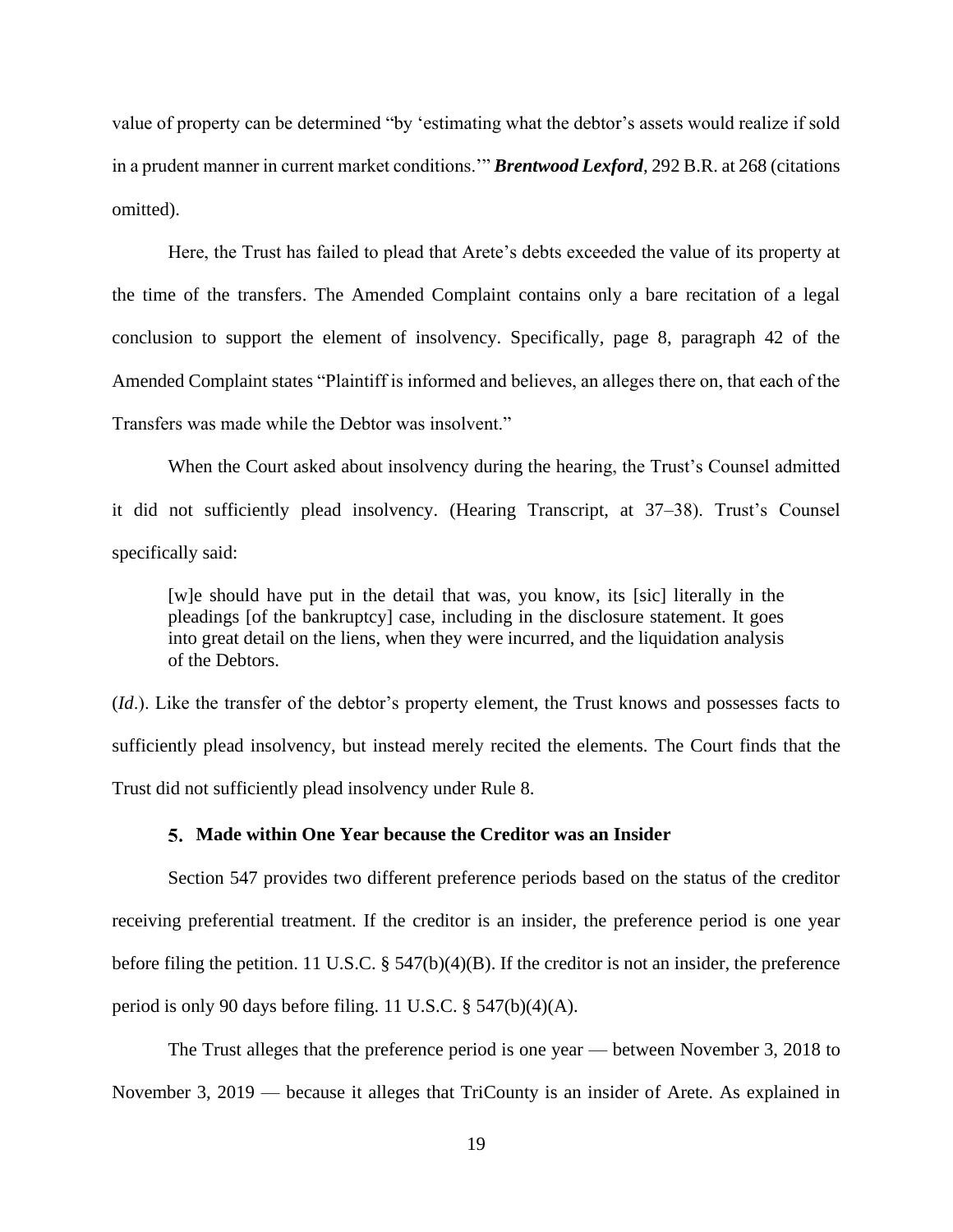value of property can be determined "by 'estimating what the debtor's assets would realize if sold in a prudent manner in current market conditions.'" ***Brentwood Lexford***, 292 B.R. at 268 (citations omitted).

Here, the Trust has failed to plead that Arete's debts exceeded the value of its property at the time of the transfers. The Amended Complaint contains only a bare recitation of a legal conclusion to support the element of insolvency. Specifically, page 8, paragraph 42 of the Amended Complaint states "Plaintiff is informed and believes, an alleges there on, that each of the Transfers was made while the Debtor was insolvent."

When the Court asked about insolvency during the hearing, the Trust's Counsel admitted it did not sufficiently plead insolvency. (Hearing Transcript, at 37–38). Trust's Counsel specifically said:

> [w]e should have put in the detail that was, you know, its [sic] literally in the pleadings [of the bankruptcy] case, including in the disclosure statement. It goes into great detail on the liens, when they were incurred, and the liquidation analysis of the Debtors.

(*Id*.). Like the transfer of the debtor's property element, the Trust knows and possesses facts to sufficiently plead insolvency, but instead merely recited the elements. The Court finds that the Trust did not sufficiently plead insolvency under Rule 8.

### 5. Made within One Year because the Creditor was an Insider

Section 547 provides two different preference periods based on the status of the creditor receiving preferential treatment. If the creditor is an insider, the preference period is one year before filing the petition. 11 U.S.C. § 547(b)(4)(B). If the creditor is not an insider, the preference period is only 90 days before filing. 11 U.S.C. § 547(b)(4)(A).

The Trust alleges that the preference period is one year — between November 3, 2018 to November 3, 2019 — because it alleges that TriCounty is an insider of Arete. As explained in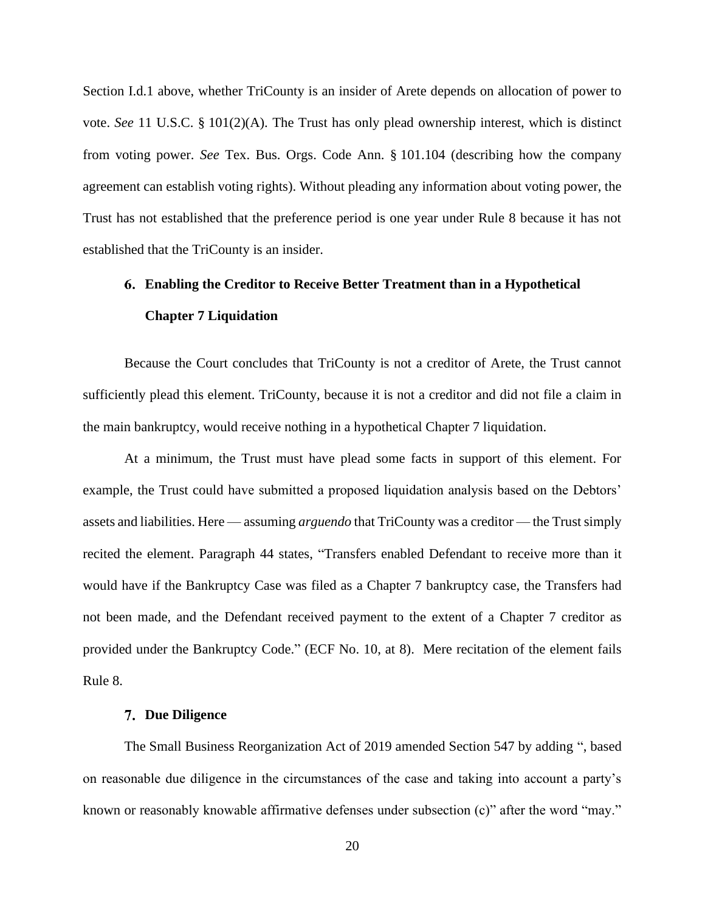Section I.d.1 above, whether TriCounty is an insider of Arete depends on allocation of power to vote. *See* 11 U.S.C. § 101(2)(A). The Trust has only plead ownership interest, which is distinct from voting power. *See* Tex. Bus. Orgs. Code Ann. § 101.104 (describing how the company agreement can establish voting rights). Without pleading any information about voting power, the Trust has not established that the preference period is one year under Rule 8 because it has not established that the TriCounty is an insider.

#### 6. Enabling the Creditor to Receive Better Treatment than in a Hypothetical Chapter 7 Liquidation

Because the Court concludes that TriCounty is not a creditor of Arete, the Trust cannot sufficiently plead this element. TriCounty, because it is not a creditor and did not file a claim in the main bankruptcy, would receive nothing in a hypothetical Chapter 7 liquidation.

At a minimum, the Trust must have plead some facts in support of this element. For example, the Trust could have submitted a proposed liquidation analysis based on the Debtors' assets and liabilities. Here — assuming *arguendo* that TriCounty was a creditor — the Trust simply recited the element. Paragraph 44 states, "Transfers enabled Defendant to receive more than it would have if the Bankruptcy Case was filed as a Chapter 7 bankruptcy case, the Transfers had not been made, and the Defendant received payment to the extent of a Chapter 7 creditor as provided under the Bankruptcy Code." (ECF No. 10, at 8). Mere recitation of the element fails Rule 8.

#### 7. Due Diligence

The Small Business Reorganization Act of 2019 amended Section 547 by adding ", based on reasonable due diligence in the circumstances of the case and taking into account a party's known or reasonably knowable affirmative defenses under subsection (c)" after the word "may."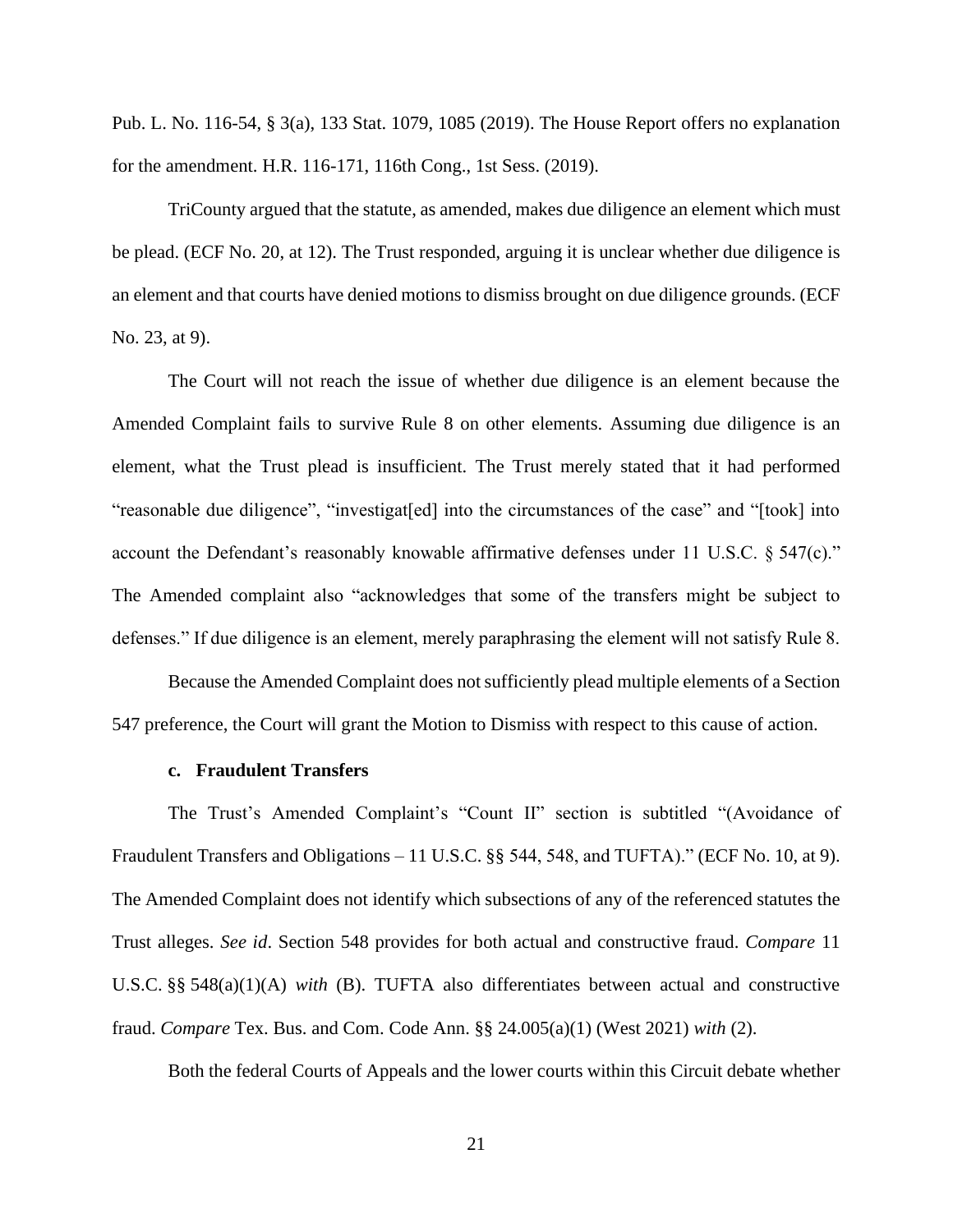Pub. L. No. 116-54, § 3(a), 133 Stat. 1079, 1085 (2019). The House Report offers no explanation for the amendment. H.R. 116-171, 116th Cong., 1st Sess. (2019).

TriCounty argued that the statute, as amended, makes due diligence an element which must be plead. (ECF No. 20, at 12). The Trust responded, arguing it is unclear whether due diligence is an element and that courts have denied motions to dismiss brought on due diligence grounds. (ECF No. 23, at 9).

The Court will not reach the issue of whether due diligence is an element because the Amended Complaint fails to survive Rule 8 on other elements. Assuming due diligence is an element, what the Trust plead is insufficient. The Trust merely stated that it had performed "reasonable due diligence", "investigat[ed] into the circumstances of the case" and "[took] into account the Defendant's reasonably knowable affirmative defenses under 11 U.S.C. § 547(c)." The Amended complaint also "acknowledges that some of the transfers might be subject to defenses." If due diligence is an element, merely paraphrasing the element will not satisfy Rule 8.

Because the Amended Complaint does not sufficiently plead multiple elements of a Section 547 preference, the Court will grant the Motion to Dismiss with respect to this cause of action.

#### c. Fraudulent Transfers

The Trust's Amended Complaint's "Count II" section is subtitled "(Avoidance of Fraudulent Transfers and Obligations – 11 U.S.C. §§ 544, 548, and TUFTA)." (ECF No. 10, at 9). The Amended Complaint does not identify which subsections of any of the referenced statutes the Trust alleges. *See id*. Section 548 provides for both actual and constructive fraud. *Compare* 11 U.S.C. §§ 548(a)(1)(A) *with* (B). TUFTA also differentiates between actual and constructive fraud. *Compare* Tex. Bus. and Com. Code Ann. §§ 24.005(a)(1) (West 2021) *with* (2).

Both the federal Courts of Appeals and the lower courts within this Circuit debate whether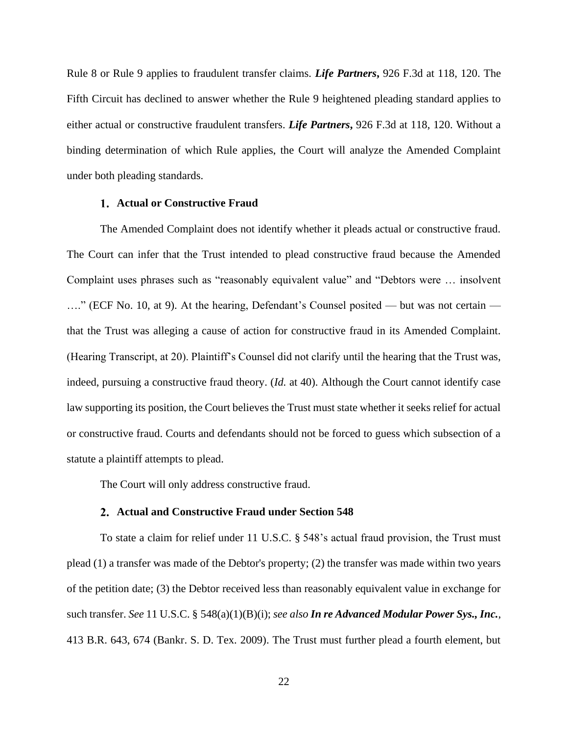Rule 8 or Rule 9 applies to fraudulent transfer claims. ***Life Partners***, 926 F.3d at 118, 120. The Fifth Circuit has declined to answer whether the Rule 9 heightened pleading standard applies to either actual or constructive fraudulent transfers. ***Life Partners***, 926 F.3d at 118, 120. Without a binding determination of which Rule applies, the Court will analyze the Amended Complaint under both pleading standards.

### 1. Actual or Constructive Fraud

The Amended Complaint does not identify whether it pleads actual or constructive fraud. The Court can infer that the Trust intended to plead constructive fraud because the Amended Complaint uses phrases such as "reasonably equivalent value" and "Debtors were … insolvent …." (ECF No. 10, at 9). At the hearing, Defendant's Counsel posited — but was not certain — that the Trust was alleging a cause of action for constructive fraud in its Amended Complaint. (Hearing Transcript, at 20). Plaintiff's Counsel did not clarify until the hearing that the Trust was, indeed, pursuing a constructive fraud theory. (*Id.* at 40). Although the Court cannot identify case law supporting its position, the Court believes the Trust must state whether it seeks relief for actual or constructive fraud. Courts and defendants should not be forced to guess which subsection of a statute a plaintiff attempts to plead.

The Court will only address constructive fraud.

### 2. Actual and Constructive Fraud under Section 548

To state a claim for relief under 11 U.S.C. § 548's actual fraud provision, the Trust must plead (1) a transfer was made of the Debtor's property; (2) the transfer was made within two years of the petition date; (3) the Debtor received less than reasonably equivalent value in exchange for such transfer. *See* 11 U.S.C. § 548(a)(1)(B)(i); *see also* ***In re Advanced Modular Power Sys., Inc.***, 413 B.R. 643, 674 (Bankr. S. D. Tex. 2009). The Trust must further plead a fourth element, but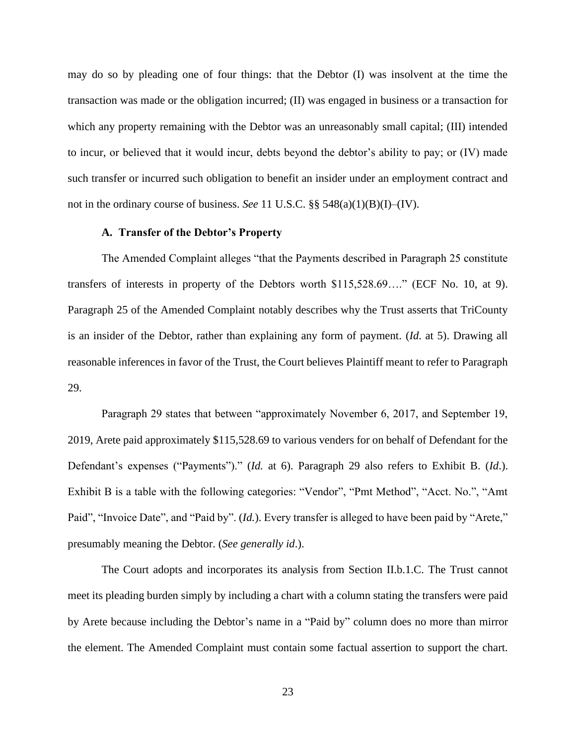may do so by pleading one of four things: that the Debtor (I) was insolvent at the time the transaction was made or the obligation incurred; (II) was engaged in business or a transaction for which any property remaining with the Debtor was an unreasonably small capital; (III) intended to incur, or believed that it would incur, debts beyond the debtor's ability to pay; or (IV) made such transfer or incurred such obligation to benefit an insider under an employment contract and not in the ordinary course of business. *See* 11 U.S.C. §§ 548(a)(1)(B)(I)–(IV).

### A. Transfer of the Debtor's Property

The Amended Complaint alleges "that the Payments described in Paragraph 25 constitute transfers of interests in property of the Debtors worth $115,528.69…." (ECF No. 10, at 9). Paragraph 25 of the Amended Complaint notably describes why the Trust asserts that TriCounty is an insider of the Debtor, rather than explaining any form of payment. (*Id*. at 5). Drawing all reasonable inferences in favor of the Trust, the Court believes Plaintiff meant to refer to Paragraph 29.

Paragraph 29 states that between "approximately November 6, 2017, and September 19, 2019, Arete paid approximately $115,528.69 to various venders for on behalf of Defendant for the Defendant's expenses ("Payments")." (*Id.* at 6). Paragraph 29 also refers to Exhibit B. (*Id*.). Exhibit B is a table with the following categories: "Vendor", "Pmt Method", "Acct. No.", "Amt Paid", "Invoice Date", and "Paid by". (*Id.*). Every transfer is alleged to have been paid by "Arete," presumably meaning the Debtor. (*See generally id*.).

The Court adopts and incorporates its analysis from Section II.b.1.C. The Trust cannot meet its pleading burden simply by including a chart with a column stating the transfers were paid by Arete because including the Debtor's name in a "Paid by" column does no more than mirror the element. The Amended Complaint must contain some factual assertion to support the chart.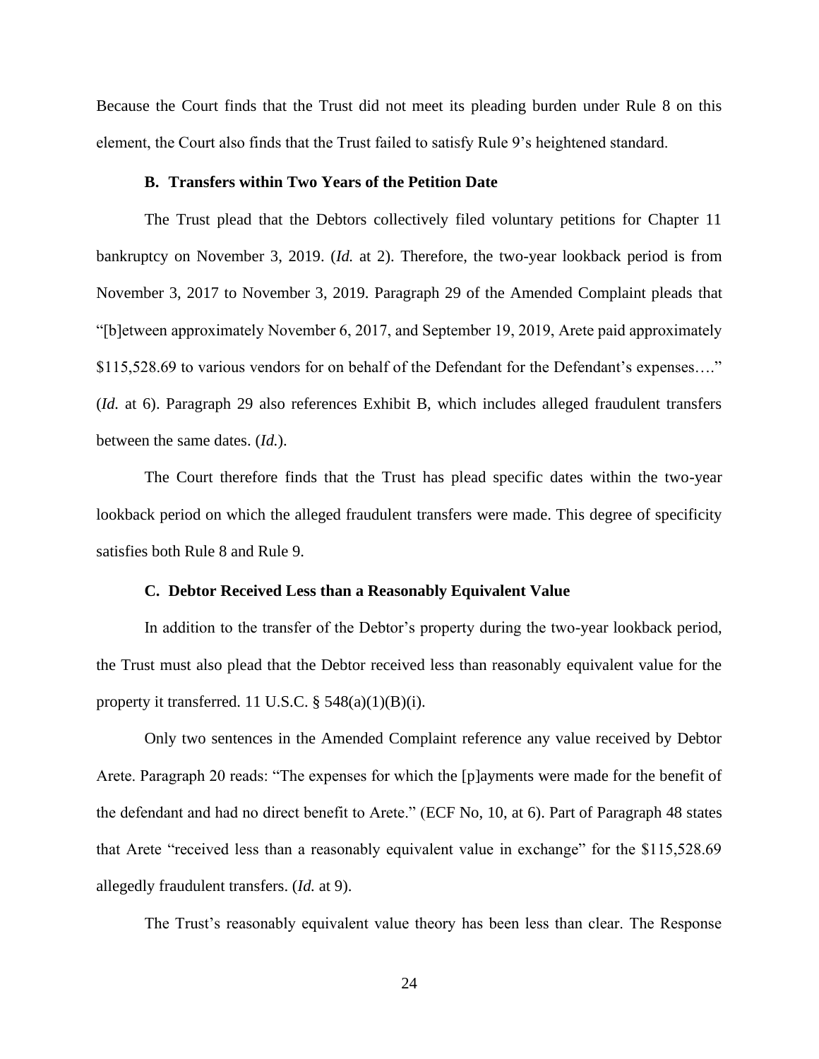Because the Court finds that the Trust did not meet its pleading burden under Rule 8 on this element, the Court also finds that the Trust failed to satisfy Rule 9's heightened standard.

### B. Transfers within Two Years of the Petition Date

The Trust plead that the Debtors collectively filed voluntary petitions for Chapter 11 bankruptcy on November 3, 2019. (*Id.* at 2). Therefore, the two-year lookback period is from November 3, 2017 to November 3, 2019. Paragraph 29 of the Amended Complaint pleads that "[b]etween approximately November 6, 2017, and September 19, 2019, Arete paid approximately $115,528.69 to various vendors for on behalf of the Defendant for the Defendant's expenses…." (*Id.* at 6). Paragraph 29 also references Exhibit B, which includes alleged fraudulent transfers between the same dates. (*Id.*).

The Court therefore finds that the Trust has plead specific dates within the two-year lookback period on which the alleged fraudulent transfers were made. This degree of specificity satisfies both Rule 8 and Rule 9.

### C. Debtor Received Less than a Reasonably Equivalent Value

In addition to the transfer of the Debtor's property during the two-year lookback period, the Trust must also plead that the Debtor received less than reasonably equivalent value for the property it transferred. 11 U.S.C. § 548(a)(1)(B)(i).

Only two sentences in the Amended Complaint reference any value received by Debtor Arete. Paragraph 20 reads: "The expenses for which the [p]ayments were made for the benefit of the defendant and had no direct benefit to Arete." (ECF No, 10, at 6). Part of Paragraph 48 states that Arete "received less than a reasonably equivalent value in exchange" for the $115,528.69 allegedly fraudulent transfers. (*Id.* at 9).

The Trust's reasonably equivalent value theory has been less than clear. The Response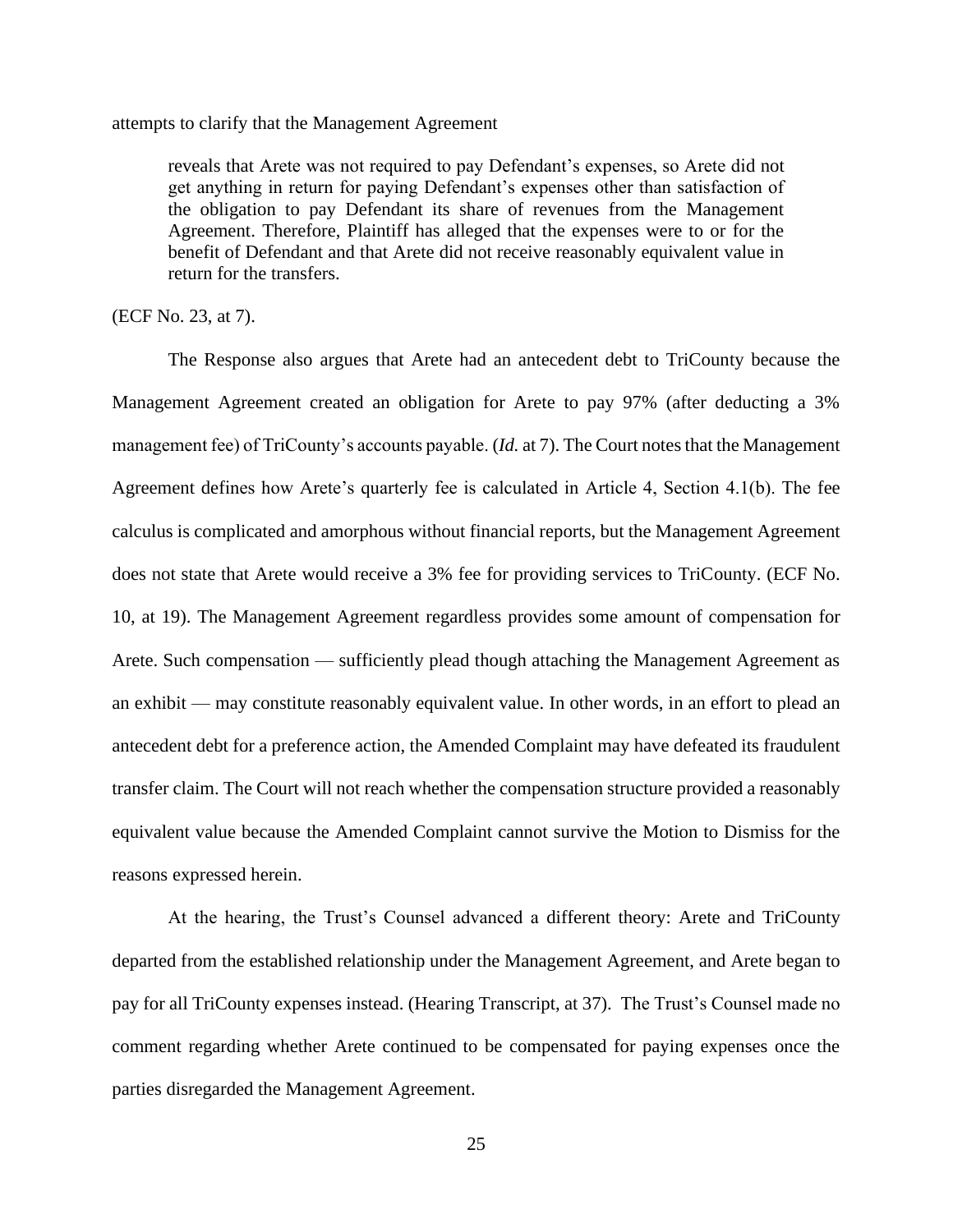attempts to clarify that the Management Agreement

> reveals that Arete was not required to pay Defendant's expenses, so Arete did not get anything in return for paying Defendant's expenses other than satisfaction of the obligation to pay Defendant its share of revenues from the Management Agreement. Therefore, Plaintiff has alleged that the expenses were to or for the benefit of Defendant and that Arete did not receive reasonably equivalent value in return for the transfers.

(ECF No. 23, at 7).

The Response also argues that Arete had an antecedent debt to TriCounty because the Management Agreement created an obligation for Arete to pay 97% (after deducting a 3% management fee) of TriCounty's accounts payable. (*Id.* at 7). The Court notes that the Management Agreement defines how Arete's quarterly fee is calculated in Article 4, Section 4.1(b). The fee calculus is complicated and amorphous without financial reports, but the Management Agreement does not state that Arete would receive a 3% fee for providing services to TriCounty. (ECF No. 10, at 19). The Management Agreement regardless provides some amount of compensation for Arete. Such compensation — sufficiently plead though attaching the Management Agreement as an exhibit — may constitute reasonably equivalent value. In other words, in an effort to plead an antecedent debt for a preference action, the Amended Complaint may have defeated its fraudulent transfer claim. The Court will not reach whether the compensation structure provided a reasonably equivalent value because the Amended Complaint cannot survive the Motion to Dismiss for the reasons expressed herein.

At the hearing, the Trust's Counsel advanced a different theory: Arete and TriCounty departed from the established relationship under the Management Agreement, and Arete began to pay for all TriCounty expenses instead. (Hearing Transcript, at 37). The Trust's Counsel made no comment regarding whether Arete continued to be compensated for paying expenses once the parties disregarded the Management Agreement.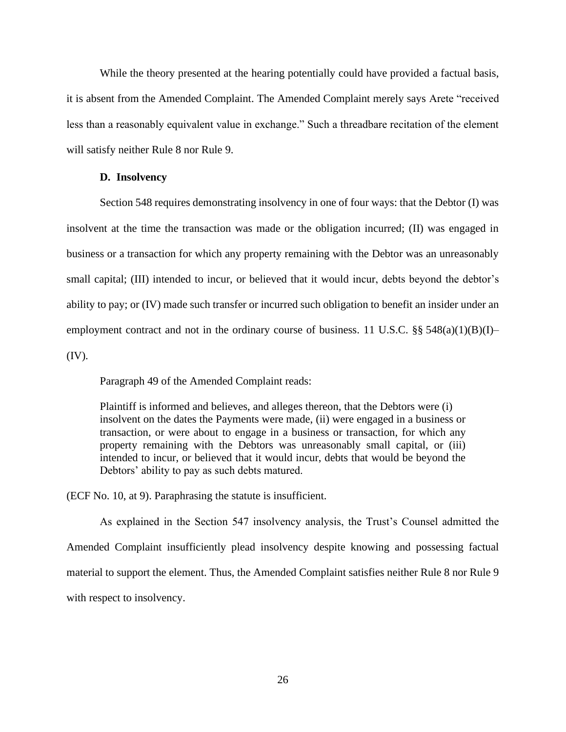While the theory presented at the hearing potentially could have provided a factual basis, it is absent from the Amended Complaint. The Amended Complaint merely says Arete "received less than a reasonably equivalent value in exchange." Such a threadbare recitation of the element will satisfy neither Rule 8 nor Rule 9.

**D. Insolvency**

Section 548 requires demonstrating insolvency in one of four ways: that the Debtor (I) was insolvent at the time the transaction was made or the obligation incurred; (II) was engaged in business or a transaction for which any property remaining with the Debtor was an unreasonably small capital; (III) intended to incur, or believed that it would incur, debts beyond the debtor's ability to pay; or (IV) made such transfer or incurred such obligation to benefit an insider under an employment contract and not in the ordinary course of business. 11 U.S.C. §§ 548(a)(1)(B)(I)–(IV).

Paragraph 49 of the Amended Complaint reads:

> Plaintiff is informed and believes, and alleges thereon, that the Debtors were (i) insolvent on the dates the Payments were made, (ii) were engaged in a business or transaction, or were about to engage in a business or transaction, for which any property remaining with the Debtors was unreasonably small capital, or (iii) intended to incur, or believed that it would incur, debts that would be beyond the Debtors' ability to pay as such debts matured.

(ECF No. 10, at 9). Paraphrasing the statute is insufficient.

As explained in the Section 547 insolvency analysis, the Trust's Counsel admitted the Amended Complaint insufficiently plead insolvency despite knowing and possessing factual material to support the element. Thus, the Amended Complaint satisfies neither Rule 8 nor Rule 9 with respect to insolvency.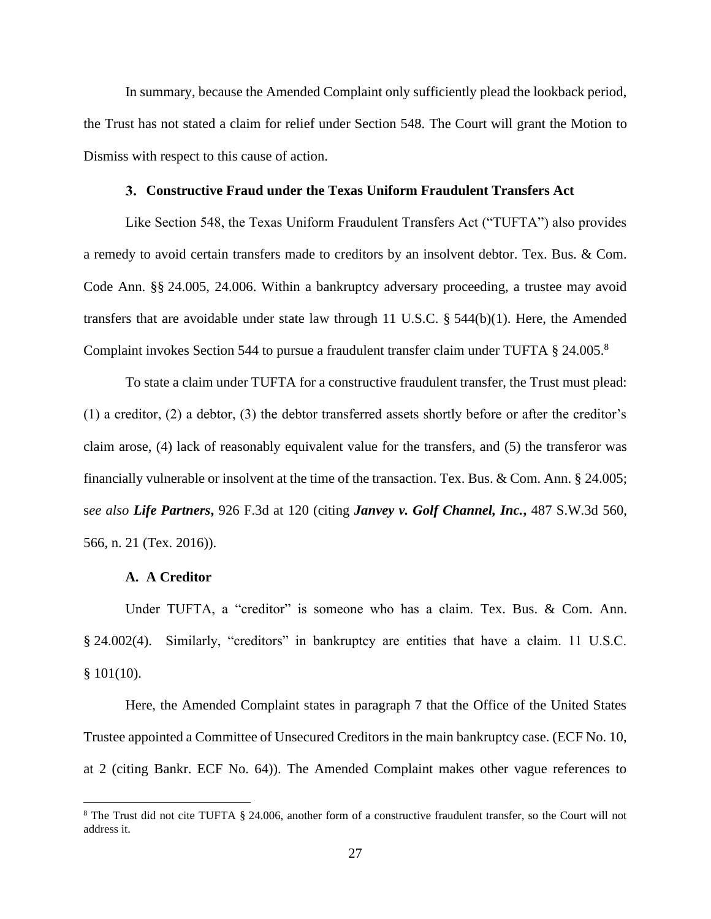In summary, because the Amended Complaint only sufficiently plead the lookback period, the Trust has not stated a claim for relief under Section 548. The Court will grant the Motion to Dismiss with respect to this cause of action.

### 3. Constructive Fraud under the Texas Uniform Fraudulent Transfers Act

Like Section 548, the Texas Uniform Fraudulent Transfers Act ("TUFTA") also provides a remedy to avoid certain transfers made to creditors by an insolvent debtor. Tex. Bus. & Com. Code Ann. §§ 24.005, 24.006. Within a bankruptcy adversary proceeding, a trustee may avoid transfers that are avoidable under state law through 11 U.S.C. § 544(b)(1). Here, the Amended Complaint invokes Section 544 to pursue a fraudulent transfer claim under TUFTA § 24.005.[8]

To state a claim under TUFTA for a constructive fraudulent transfer, the Trust must plead: (1) a creditor, (2) a debtor, (3) the debtor transferred assets shortly before or after the creditor's claim arose, (4) lack of reasonably equivalent value for the transfers, and (5) the transferor was financially vulnerable or insolvent at the time of the transaction. Tex. Bus. & Com. Ann. § 24.005; s*ee also* ***Life Partners***, 926 F.3d at 120 (citing ***Janvey v. Golf Channel, Inc.***, 487 S.W.3d 560, 566, n. 21 (Tex. 2016)).

#### A. A Creditor

Under TUFTA, a "creditor" is someone who has a claim. Tex. Bus. & Com. Ann. § 24.002(4). Similarly, "creditors" in bankruptcy are entities that have a claim. 11 U.S.C. § 101(10).

Here, the Amended Complaint states in paragraph 7 that the Office of the United States Trustee appointed a Committee of Unsecured Creditors in the main bankruptcy case. (ECF No. 10, at 2 (citing Bankr. ECF No. 64)). The Amended Complaint makes other vague references to

---

[8] The Trust did not cite TUFTA § 24.006, another form of a constructive fraudulent transfer, so the Court will not address it.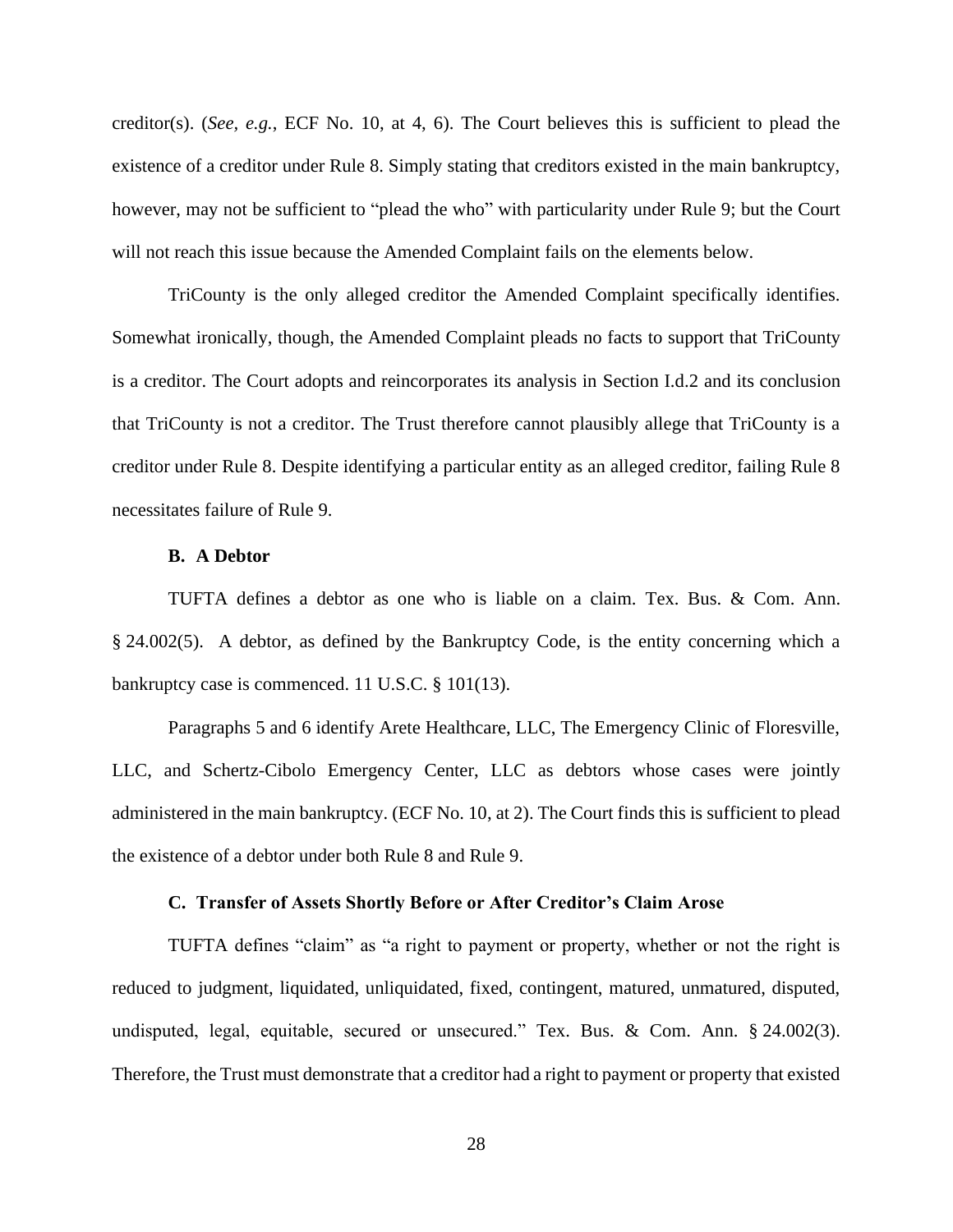creditor(s). (*See, e.g.*, ECF No. 10, at 4, 6). The Court believes this is sufficient to plead the existence of a creditor under Rule 8. Simply stating that creditors existed in the main bankruptcy, however, may not be sufficient to "plead the who" with particularity under Rule 9; but the Court will not reach this issue because the Amended Complaint fails on the elements below.

TriCounty is the only alleged creditor the Amended Complaint specifically identifies. Somewhat ironically, though, the Amended Complaint pleads no facts to support that TriCounty is a creditor. The Court adopts and reincorporates its analysis in Section I.d.2 and its conclusion that TriCounty is not a creditor. The Trust therefore cannot plausibly allege that TriCounty is a creditor under Rule 8. Despite identifying a particular entity as an alleged creditor, failing Rule 8 necessitates failure of Rule 9.

### B. A Debtor

TUFTA defines a debtor as one who is liable on a claim. Tex. Bus. & Com. Ann. § 24.002(5). A debtor, as defined by the Bankruptcy Code, is the entity concerning which a bankruptcy case is commenced. 11 U.S.C. § 101(13).

Paragraphs 5 and 6 identify Arete Healthcare, LLC, The Emergency Clinic of Floresville, LLC, and Schertz-Cibolo Emergency Center, LLC as debtors whose cases were jointly administered in the main bankruptcy. (ECF No. 10, at 2). The Court finds this is sufficient to plead the existence of a debtor under both Rule 8 and Rule 9.

### C. Transfer of Assets Shortly Before or After Creditor's Claim Arose

TUFTA defines "claim" as "a right to payment or property, whether or not the right is reduced to judgment, liquidated, unliquidated, fixed, contingent, matured, unmatured, disputed, undisputed, legal, equitable, secured or unsecured." Tex. Bus. & Com. Ann. § 24.002(3). Therefore, the Trust must demonstrate that a creditor had a right to payment or property that existed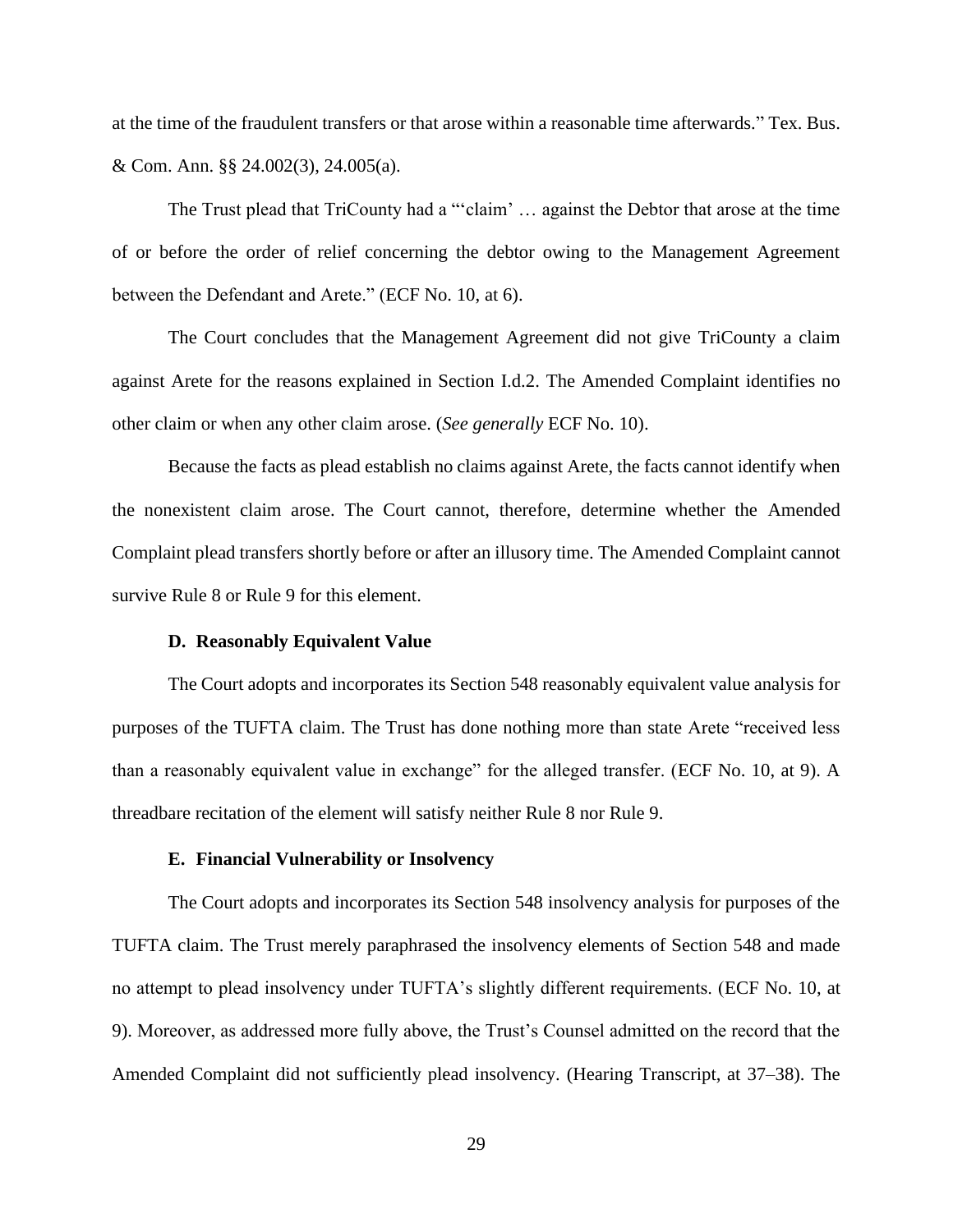at the time of the fraudulent transfers or that arose within a reasonable time afterwards." Tex. Bus. & Com. Ann. §§ 24.002(3), 24.005(a).

The Trust plead that TriCounty had a "'claim' … against the Debtor that arose at the time of or before the order of relief concerning the debtor owing to the Management Agreement between the Defendant and Arete." (ECF No. 10, at 6).

The Court concludes that the Management Agreement did not give TriCounty a claim against Arete for the reasons explained in Section I.d.2. The Amended Complaint identifies no other claim or when any other claim arose. (*See generally* ECF No. 10).

Because the facts as plead establish no claims against Arete, the facts cannot identify when the nonexistent claim arose. The Court cannot, therefore, determine whether the Amended Complaint plead transfers shortly before or after an illusory time. The Amended Complaint cannot survive Rule 8 or Rule 9 for this element.

#### D. Reasonably Equivalent Value

The Court adopts and incorporates its Section 548 reasonably equivalent value analysis for purposes of the TUFTA claim. The Trust has done nothing more than state Arete "received less than a reasonably equivalent value in exchange" for the alleged transfer. (ECF No. 10, at 9). A threadbare recitation of the element will satisfy neither Rule 8 nor Rule 9.

#### E. Financial Vulnerability or Insolvency

The Court adopts and incorporates its Section 548 insolvency analysis for purposes of the TUFTA claim. The Trust merely paraphrased the insolvency elements of Section 548 and made no attempt to plead insolvency under TUFTA's slightly different requirements. (ECF No. 10, at 9). Moreover, as addressed more fully above, the Trust's Counsel admitted on the record that the Amended Complaint did not sufficiently plead insolvency. (Hearing Transcript, at 37–38). The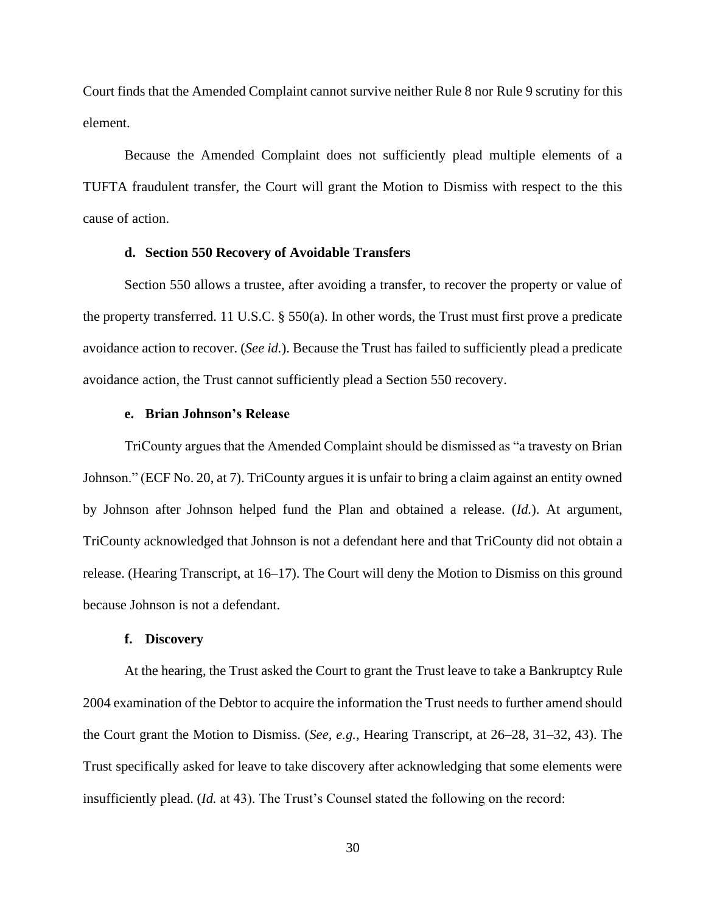Court finds that the Amended Complaint cannot survive neither Rule 8 nor Rule 9 scrutiny for this element.

Because the Amended Complaint does not sufficiently plead multiple elements of a TUFTA fraudulent transfer, the Court will grant the Motion to Dismiss with respect to the this cause of action.

#### d. Section 550 Recovery of Avoidable Transfers

Section 550 allows a trustee, after avoiding a transfer, to recover the property or value of the property transferred. 11 U.S.C. § 550(a). In other words, the Trust must first prove a predicate avoidance action to recover. (*See id.*). Because the Trust has failed to sufficiently plead a predicate avoidance action, the Trust cannot sufficiently plead a Section 550 recovery.

#### e. Brian Johnson's Release

TriCounty argues that the Amended Complaint should be dismissed as "a travesty on Brian Johnson." (ECF No. 20, at 7). TriCounty argues it is unfair to bring a claim against an entity owned by Johnson after Johnson helped fund the Plan and obtained a release. (*Id.*). At argument, TriCounty acknowledged that Johnson is not a defendant here and that TriCounty did not obtain a release. (Hearing Transcript, at 16–17). The Court will deny the Motion to Dismiss on this ground because Johnson is not a defendant.

#### f. Discovery

At the hearing, the Trust asked the Court to grant the Trust leave to take a Bankruptcy Rule 2004 examination of the Debtor to acquire the information the Trust needs to further amend should the Court grant the Motion to Dismiss. (*See, e.g.*, Hearing Transcript, at 26–28, 31–32, 43). The Trust specifically asked for leave to take discovery after acknowledging that some elements were insufficiently plead. (*Id.* at 43). The Trust's Counsel stated the following on the record: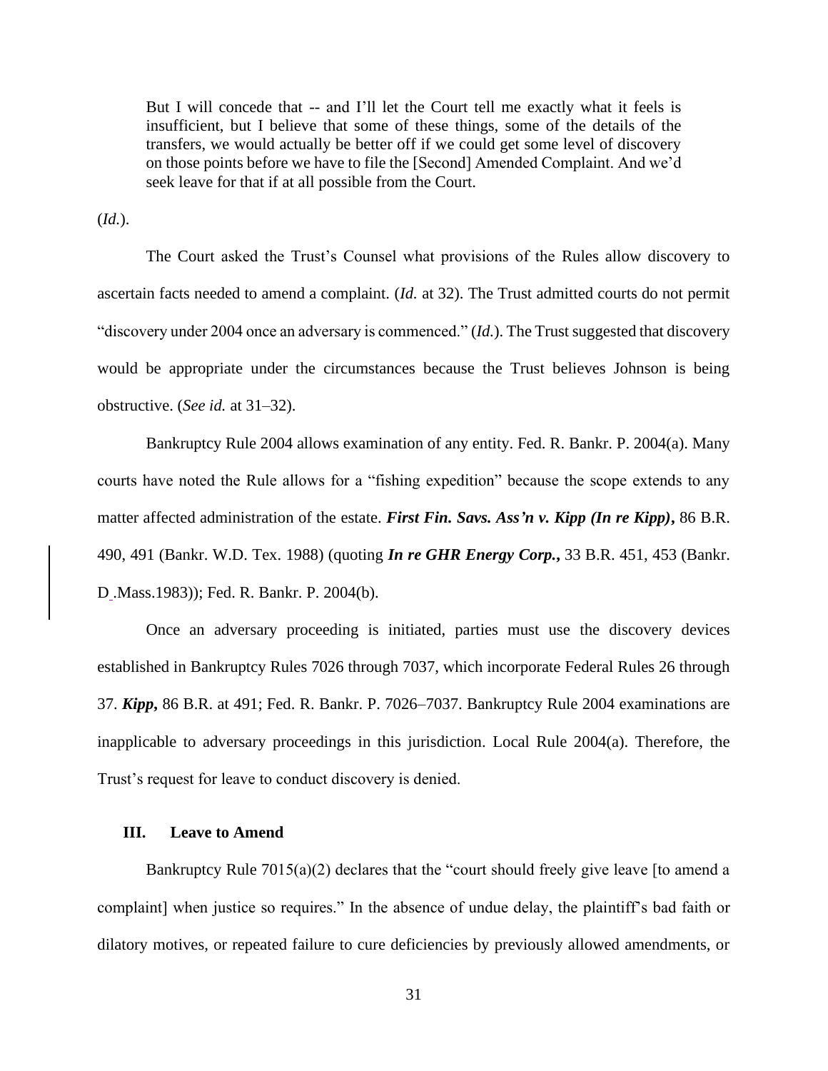> But I will concede that -- and I'll let the Court tell me exactly what it feels is insufficient, but I believe that some of these things, some of the details of the transfers, we would actually be better off if we could get some level of discovery on those points before we have to file the [Second] Amended Complaint. And we'd seek leave for that if at all possible from the Court.

(*Id.*).

The Court asked the Trust's Counsel what provisions of the Rules allow discovery to ascertain facts needed to amend a complaint. (*Id.* at 32). The Trust admitted courts do not permit "discovery under 2004 once an adversary is commenced." (*Id.*). The Trust suggested that discovery would be appropriate under the circumstances because the Trust believes Johnson is being obstructive. (*See id.* at 31–32).

Bankruptcy Rule 2004 allows examination of any entity. Fed. R. Bankr. P. 2004(a). Many courts have noted the Rule allows for a "fishing expedition" because the scope extends to any matter affected administration of the estate. ***First Fin. Savs. Ass'n v. Kipp (In re Kipp)*,** 86 B.R. 490, 491 (Bankr. W.D. Tex. 1988) (quoting ***In re GHR Energy Corp.*,** 33 B.R. 451, 453 (Bankr. D .Mass.1983)); Fed. R. Bankr. P. 2004(b).

Once an adversary proceeding is initiated, parties must use the discovery devices established in Bankruptcy Rules 7026 through 7037, which incorporate Federal Rules 26 through 37. ***Kipp*,** 86 B.R. at 491; Fed. R. Bankr. P. 7026–7037. Bankruptcy Rule 2004 examinations are inapplicable to adversary proceedings in this jurisdiction. Local Rule 2004(a). Therefore, the Trust's request for leave to conduct discovery is denied.

### III. Leave to Amend

Bankruptcy Rule 7015(a)(2) declares that the "court should freely give leave [to amend a complaint] when justice so requires." In the absence of undue delay, the plaintiff's bad faith or dilatory motives, or repeated failure to cure deficiencies by previously allowed amendments, or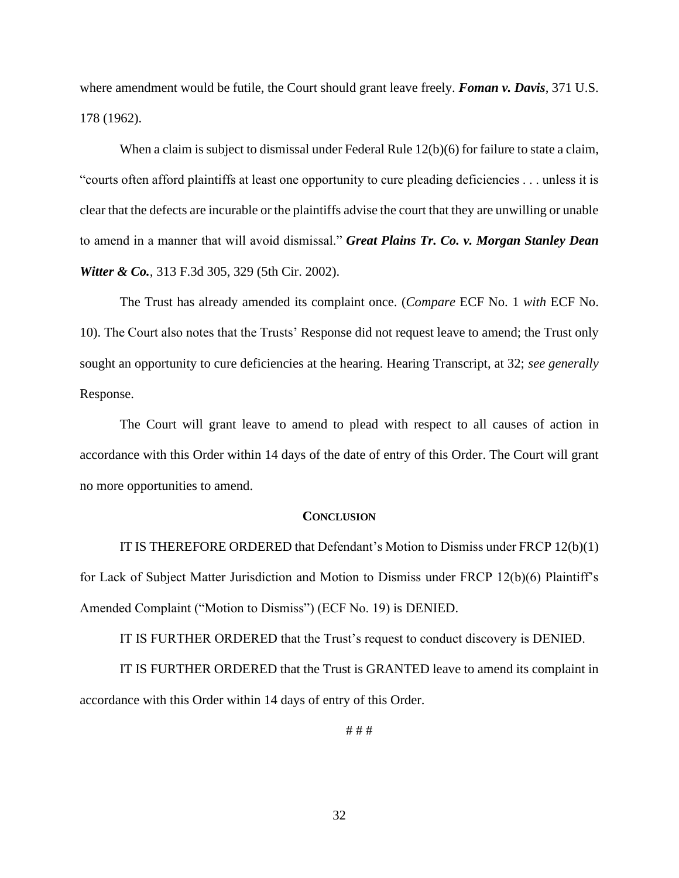where amendment would be futile, the Court should grant leave freely. ***Foman v. Davis***, 371 U.S. 178 (1962).

When a claim is subject to dismissal under Federal Rule 12(b)(6) for failure to state a claim, "courts often afford plaintiffs at least one opportunity to cure pleading deficiencies . . . unless it is clear that the defects are incurable or the plaintiffs advise the court that they are unwilling or unable to amend in a manner that will avoid dismissal." ***Great Plains Tr. Co. v. Morgan Stanley Dean Witter & Co.***, 313 F.3d 305, 329 (5th Cir. 2002).

The Trust has already amended its complaint once. (*Compare* ECF No. 1 *with* ECF No. 10). The Court also notes that the Trusts' Response did not request leave to amend; the Trust only sought an opportunity to cure deficiencies at the hearing. Hearing Transcript, at 32; *see generally* Response.

The Court will grant leave to amend to plead with respect to all causes of action in accordance with this Order within 14 days of the date of entry of this Order. The Court will grant no more opportunities to amend.

## CONCLUSION

IT IS THEREFORE ORDERED that Defendant's Motion to Dismiss under FRCP 12(b)(1) for Lack of Subject Matter Jurisdiction and Motion to Dismiss under FRCP 12(b)(6) Plaintiff's Amended Complaint ("Motion to Dismiss") (ECF No. 19) is DENIED.

IT IS FURTHER ORDERED that the Trust's request to conduct discovery is DENIED.

IT IS FURTHER ORDERED that the Trust is GRANTED leave to amend its complaint in accordance with this Order within 14 days of entry of this Order.

# # #